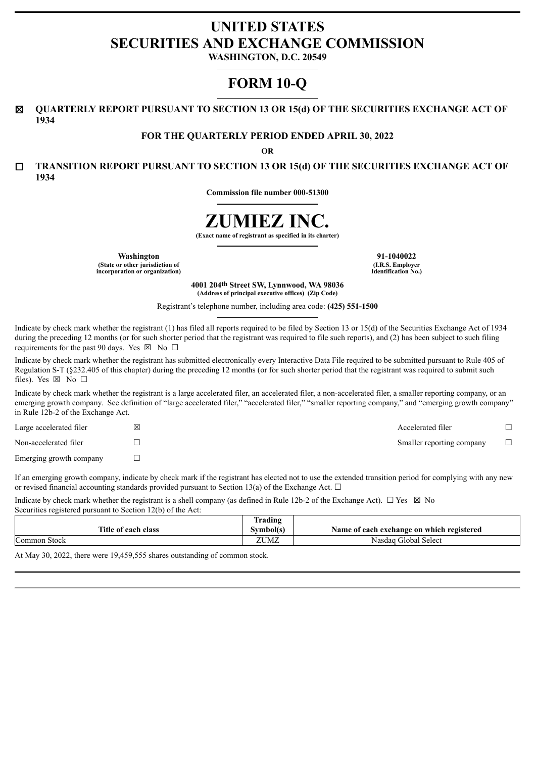# UNITED STATES
# SECURITIES AND EXCHANGE COMMISSION

**WASHINGTON, D.C. 20549**

# FORM 10-Q

☒ **QUARTERLY REPORT PURSUANT TO SECTION 13 OR 15(d) OF THE SECURITIES EXCHANGE ACT OF 1934**

**FOR THE QUARTERLY PERIOD ENDED APRIL 30, 2022**

**OR**

☐ **TRANSITION REPORT PURSUANT TO SECTION 13 OR 15(d) OF THE SECURITIES EXCHANGE ACT OF 1934**

**Commission file number 000-51300**

# ZUMIEZ INC.

**(Exact name of registrant as specified in its charter)**

| **Washington** | **91-1040022** |
|---|---|
| **(State or other jurisdiction of incorporation or organization)** | **(I.R.S. Employer Identification No.)** |

**4001 204th Street SW, Lynnwood, WA 98036**
**(Address of principal executive offices) (Zip Code)**

Registrant's telephone number, including area code: **(425) 551-1500**

Indicate by check mark whether the registrant (1) has filed all reports required to be filed by Section 13 or 15(d) of the Securities Exchange Act of 1934 during the preceding 12 months (or for such shorter period that the registrant was required to file such reports), and (2) has been subject to such filing requirements for the past 90 days. Yes ☒ No ☐

Indicate by check mark whether the registrant has submitted electronically every Interactive Data File required to be submitted pursuant to Rule 405 of Regulation S-T (§232.405 of this chapter) during the preceding 12 months (or for such shorter period that the registrant was required to submit such files). Yes ☒ No ☐

Indicate by check mark whether the registrant is a large accelerated filer, an accelerated filer, a non-accelerated filer, a smaller reporting company, or an emerging growth company. See definition of "large accelerated filer," "accelerated filer," "smaller reporting company," and "emerging growth company" in Rule 12b-2 of the Exchange Act.

| | | | |
|---|---|---|---|
| Large accelerated filer | ☒ | Accelerated filer | ☐ |
| Non-accelerated filer | ☐ | Smaller reporting company | ☐ |
| Emerging growth company | ☐ | | |

If an emerging growth company, indicate by check mark if the registrant has elected not to use the extended transition period for complying with any new or revised financial accounting standards provided pursuant to Section 13(a) of the Exchange Act. ☐

Indicate by check mark whether the registrant is a shell company (as defined in Rule 12b-2 of the Exchange Act). ☐ Yes ☒ No

Securities registered pursuant to Section 12(b) of the Act:

| Title of each class | Trading Symbol(s) | Name of each exchange on which registered |
|---|---|---|
| Common Stock | ZUMZ | Nasdaq Global Select |

At May 30, 2022, there were 19,459,555 shares outstanding of common stock.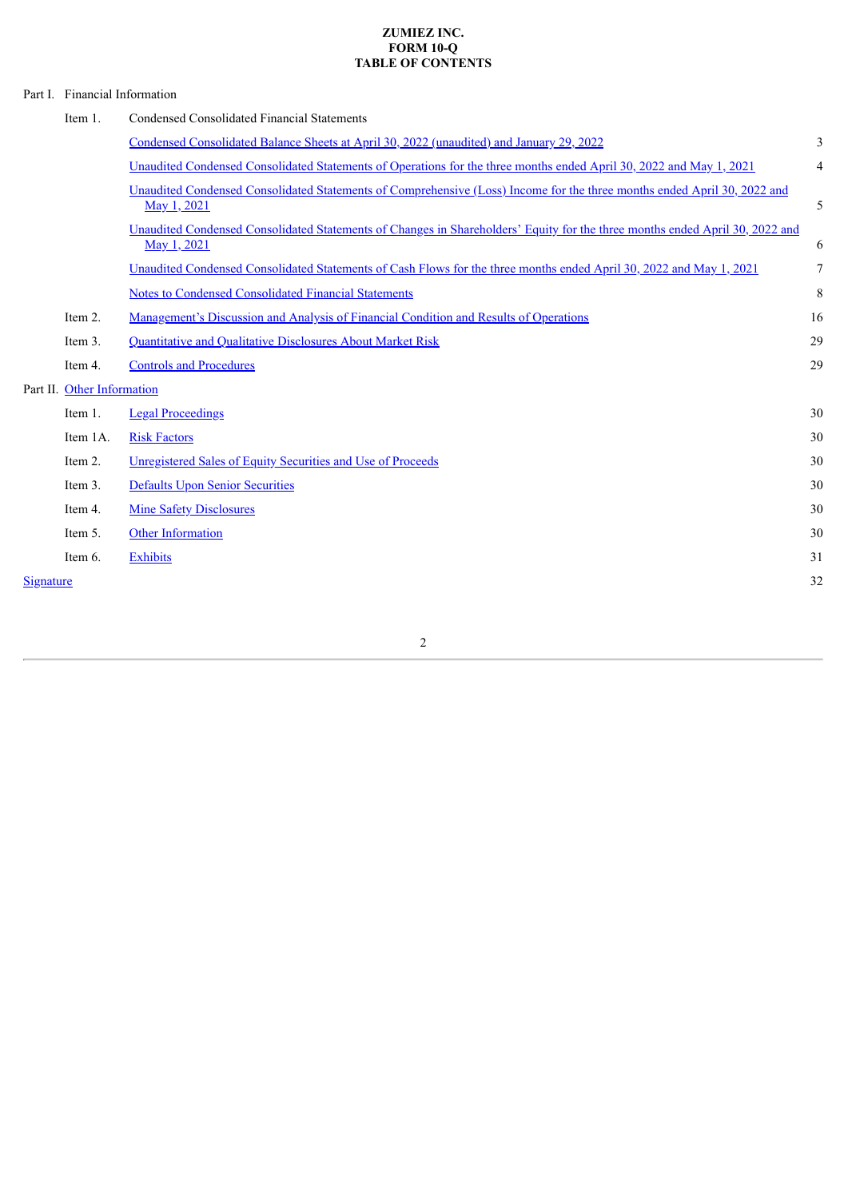**ZUMIEZ INC.**
**FORM 10-Q**
**TABLE OF CONTENTS**

| | | | |
|---|---|---|---|
| Part I. | Financial Information | | |
| | Item 1. | Condensed Consolidated Financial Statements | |
| | | Condensed Consolidated Balance Sheets at April 30, 2022 (unaudited) and January 29, 2022 | 3 |
| | | Unaudited Condensed Consolidated Statements of Operations for the three months ended April 30, 2022 and May 1, 2021 | 4 |
| | | Unaudited Condensed Consolidated Statements of Comprehensive (Loss) Income for the three months ended April 30, 2022 and May 1, 2021 | 5 |
| | | Unaudited Condensed Consolidated Statements of Changes in Shareholders' Equity for the three months ended April 30, 2022 and May 1, 2021 | 6 |
| | | Unaudited Condensed Consolidated Statements of Cash Flows for the three months ended April 30, 2022 and May 1, 2021 | 7 |
| | | Notes to Condensed Consolidated Financial Statements | 8 |
| | Item 2. | Management's Discussion and Analysis of Financial Condition and Results of Operations | 16 |
| | Item 3. | Quantitative and Qualitative Disclosures About Market Risk | 29 |
| | Item 4. | Controls and Procedures | 29 |
| Part II. | Other Information | | |
| | Item 1. | Legal Proceedings | 30 |
| | Item 1A. | Risk Factors | 30 |
| | Item 2. | Unregistered Sales of Equity Securities and Use of Proceeds | 30 |
| | Item 3. | Defaults Upon Senior Securities | 30 |
| | Item 4. | Mine Safety Disclosures | 30 |
| | Item 5. | Other Information | 30 |
| | Item 6. | Exhibits | 31 |
| Signature | | | 32 |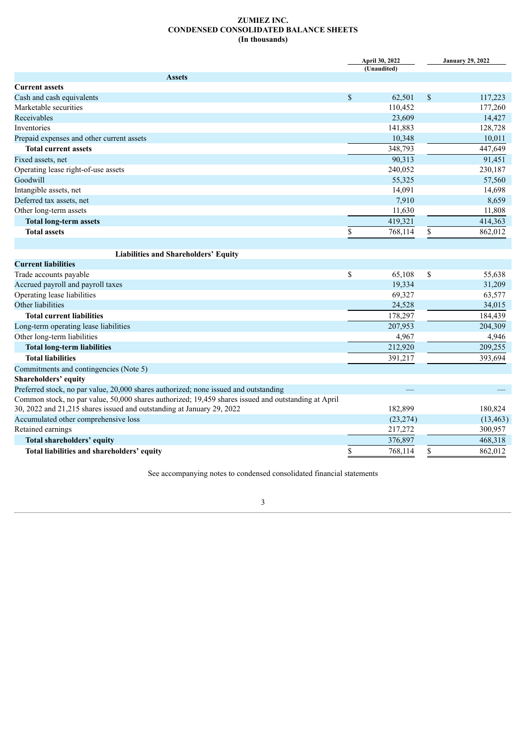# ZUMIEZ INC.
## CONDENSED CONSOLIDATED BALANCE SHEETS
### (In thousands)

| | April 30, 2022 (Unaudited) | January 29, 2022 |
|---|---|---|
| **Assets** | | |
| **Current assets** | | |
| Cash and cash equivalents | $ 62,501 | $ 117,223 |
| Marketable securities | 110,452 | 177,260 |
| Receivables | 23,609 | 14,427 |
| Inventories | 141,883 | 128,728 |
| Prepaid expenses and other current assets | 10,348 | 10,011 |
| **Total current assets** | 348,793 | 447,649 |
| Fixed assets, net | 90,313 | 91,451 |
| Operating lease right-of-use assets | 240,052 | 230,187 |
| Goodwill | 55,325 | 57,560 |
| Intangible assets, net | 14,091 | 14,698 |
| Deferred tax assets, net | 7,910 | 8,659 |
| Other long-term assets | 11,630 | 11,808 |
| **Total long-term assets** | 419,321 | 414,363 |
| **Total assets** | $ 768,114 | $ 862,012 |
| | | |
| **Liabilities and Shareholders' Equity** | | |
| **Current liabilities** | | |
| Trade accounts payable | $ 65,108 | $ 55,638 |
| Accrued payroll and payroll taxes | 19,334 | 31,209 |
| Operating lease liabilities | 69,327 | 63,577 |
| Other liabilities | 24,528 | 34,015 |
| **Total current liabilities** | 178,297 | 184,439 |
| Long-term operating lease liabilities | 207,953 | 204,309 |
| Other long-term liabilities | 4,967 | 4,946 |
| **Total long-term liabilities** | 212,920 | 209,255 |
| **Total liabilities** | 391,217 | 393,694 |
| Commitments and contingencies (Note 5) | | |
| **Shareholders' equity** | | |
| Preferred stock, no par value, 20,000 shares authorized; none issued and outstanding | — | — |
| Common stock, no par value, 50,000 shares authorized; 19,459 shares issued and outstanding at April 30, 2022 and 21,215 shares issued and outstanding at January 29, 2022 | 182,899 | 180,824 |
| Accumulated other comprehensive loss | (23,274) | (13,463) |
| Retained earnings | 217,272 | 300,957 |
| **Total shareholders' equity** | 376,897 | 468,318 |
| **Total liabilities and shareholders' equity** | $ 768,114 | $ 862,012 |

See accompanying notes to condensed consolidated financial statements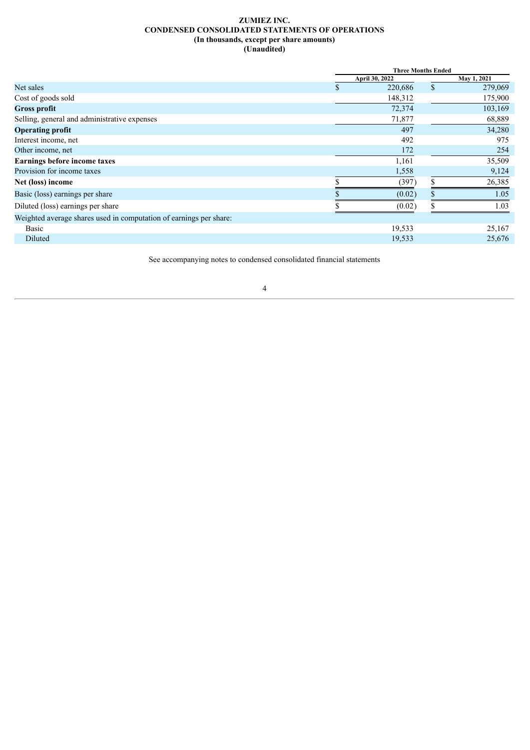**ZUMIEZ INC.**
**CONDENSED CONSOLIDATED STATEMENTS OF OPERATIONS**
**(In thousands, except per share amounts)**
**(Unaudited)**

| | Three Months Ended | |
|---|---|---|
| | April 30, 2022 | May 1, 2021 |
| Net sales | $ 220,686 | $ 279,069 |
| Cost of goods sold | 148,312 | 175,900 |
| **Gross profit** | 72,374 | 103,169 |
| Selling, general and administrative expenses | 71,877 | 68,889 |
| **Operating profit** | 497 | 34,280 |
| Interest income, net | 492 | 975 |
| Other income, net | 172 | 254 |
| **Earnings before income taxes** | 1,161 | 35,509 |
| Provision for income taxes | 1,558 | 9,124 |
| **Net (loss) income** | $ (397) | $ 26,385 |
| Basic (loss) earnings per share | $ (0.02) | $ 1.05 |
| Diluted (loss) earnings per share | $ (0.02) | $ 1.03 |
| Weighted average shares used in computation of earnings per share: | | |
| Basic | 19,533 | 25,167 |
| Diluted | 19,533 | 25,676 |

See accompanying notes to condensed consolidated financial statements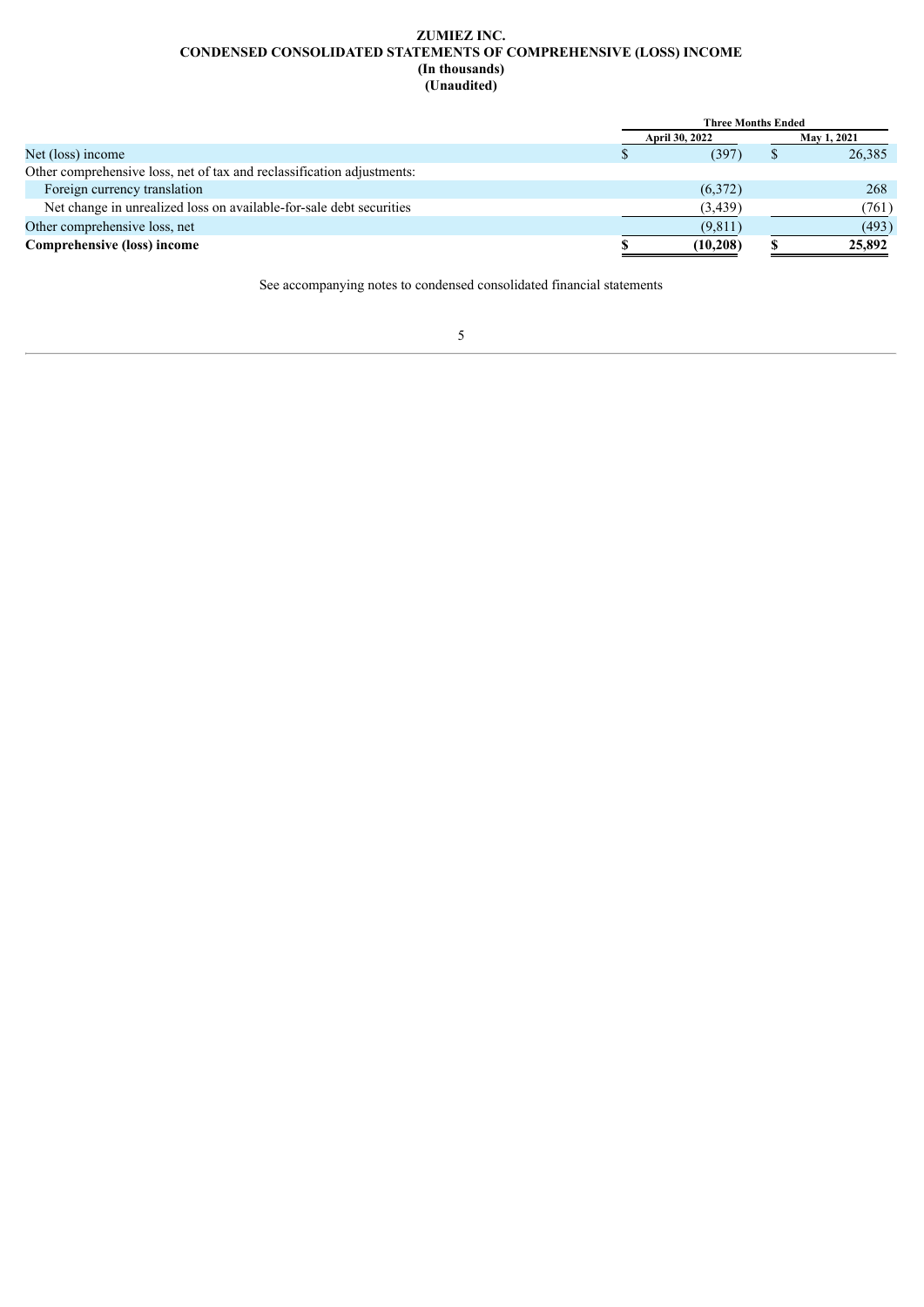**ZUMIEZ INC.**
**CONDENSED CONSOLIDATED STATEMENTS OF COMPREHENSIVE (LOSS) INCOME**
**(In thousands)**
**(Unaudited)**

| | Three Months Ended | |
|---|---|---|
| | April 30, 2022 | May 1, 2021 |
| Net (loss) income | $ (397) | $ 26,385 |
| Other comprehensive loss, net of tax and reclassification adjustments: | | |
| Foreign currency translation | (6,372) | 268 |
| Net change in unrealized loss on available-for-sale debt securities | (3,439) | (761) |
| Other comprehensive loss, net | (9,811) | (493) |
| **Comprehensive (loss) income** | **$ (10,208)** | **$ 25,892** |

See accompanying notes to condensed consolidated financial statements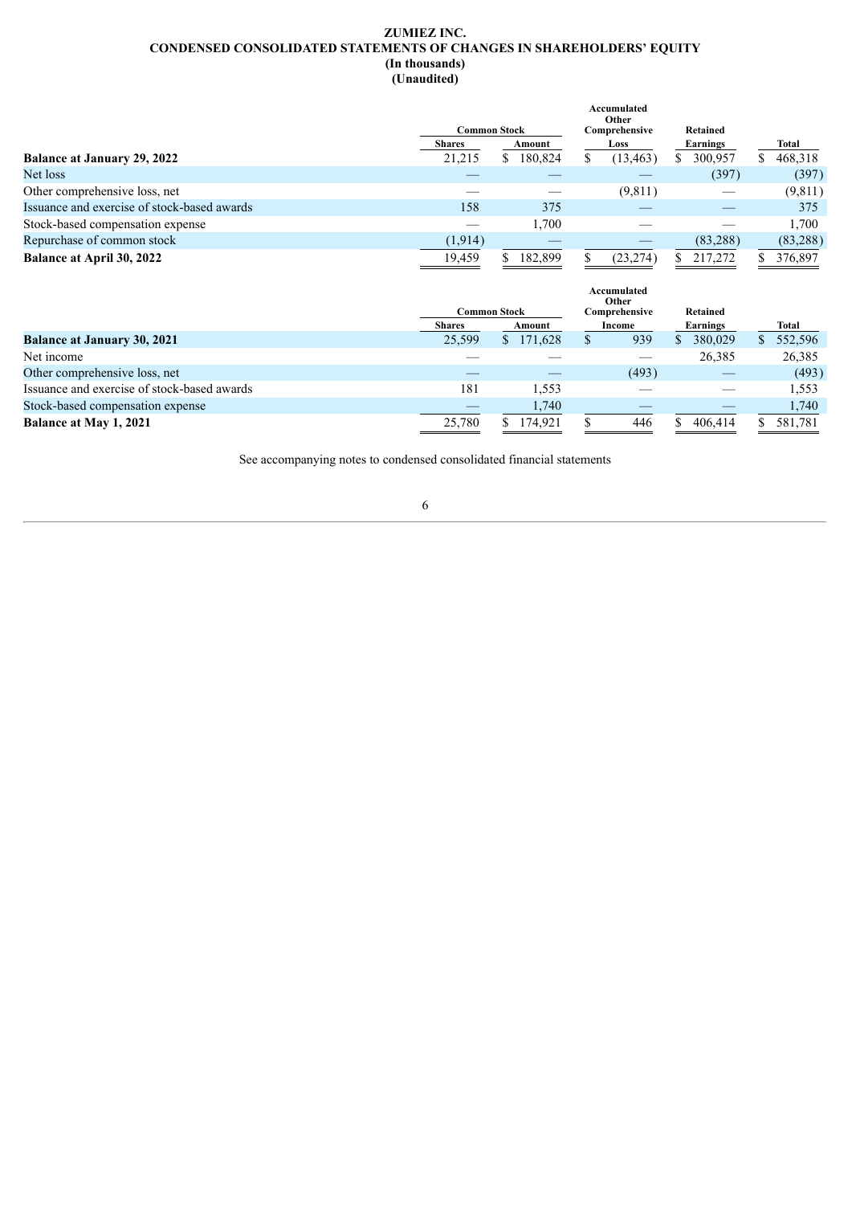# ZUMIEZ INC.
## CONDENSED CONSOLIDATED STATEMENTS OF CHANGES IN SHAREHOLDERS' EQUITY
### (In thousands)
### (Unaudited)

| | Common Stock | | Accumulated Other Comprehensive Loss | Retained Earnings | Total |
|---|---|---|---|---|---|
| | Shares | Amount | | | |
| **Balance at January 29, 2022** | 21,215 | $ 180,824 | $ (13,463) | $ 300,957 | $ 468,318 |
| Net loss | — | — | — | (397) | (397) |
| Other comprehensive loss, net | — | — | (9,811) | — | (9,811) |
| Issuance and exercise of stock-based awards | 158 | 375 | — | — | 375 |
| Stock-based compensation expense | — | 1,700 | — | — | 1,700 |
| Repurchase of common stock | (1,914) | — | — | (83,288) | (83,288) |
| **Balance at April 30, 2022** | 19,459 | $ 182,899 | $ (23,274) | $ 217,272 | $ 376,897 |

| | Common Stock | | Accumulated Other Comprehensive Income | Retained Earnings | Total |
|---|---|---|---|---|---|
| | Shares | Amount | | | |
| **Balance at January 30, 2021** | 25,599 | $ 171,628 | $ 939 | $ 380,029 | $ 552,596 |
| Net income | — | — | — | 26,385 | 26,385 |
| Other comprehensive loss, net | — | — | (493) | — | (493) |
| Issuance and exercise of stock-based awards | 181 | 1,553 | — | — | 1,553 |
| Stock-based compensation expense | — | 1,740 | — | — | 1,740 |
| **Balance at May 1, 2021** | 25,780 | $ 174,921 | $ 446 | $ 406,414 | $ 581,781 |

See accompanying notes to condensed consolidated financial statements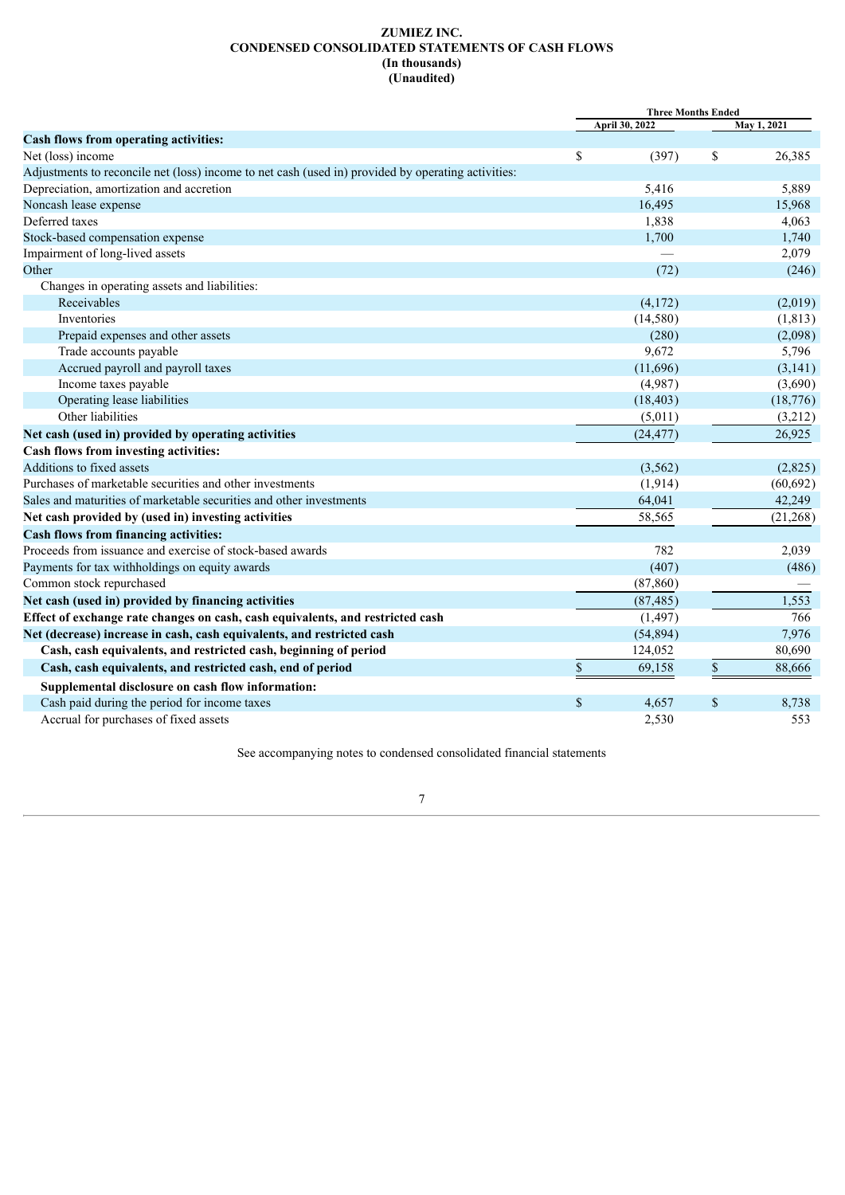# ZUMIEZ INC.
## CONDENSED CONSOLIDATED STATEMENTS OF CASH FLOWS
### (In thousands)
### (Unaudited)

| | Three Months Ended | |
|---|---|---|
| | April 30, 2022 | May 1, 2021 |
| **Cash flows from operating activities:** | | |
| Net (loss) income | $ (397) | $ 26,385 |
| Adjustments to reconcile net (loss) income to net cash (used in) provided by operating activities: | | |
| Depreciation, amortization and accretion | 5,416 | 5,889 |
| Noncash lease expense | 16,495 | 15,968 |
| Deferred taxes | 1,838 | 4,063 |
| Stock-based compensation expense | 1,700 | 1,740 |
| Impairment of long-lived assets | — | 2,079 |
| Other | (72) | (246) |
| Changes in operating assets and liabilities: | | |
| Receivables | (4,172) | (2,019) |
| Inventories | (14,580) | (1,813) |
| Prepaid expenses and other assets | (280) | (2,098) |
| Trade accounts payable | 9,672 | 5,796 |
| Accrued payroll and payroll taxes | (11,696) | (3,141) |
| Income taxes payable | (4,987) | (3,690) |
| Operating lease liabilities | (18,403) | (18,776) |
| Other liabilities | (5,011) | (3,212) |
| **Net cash (used in) provided by operating activities** | (24,477) | 26,925 |
| **Cash flows from investing activities:** | | |
| Additions to fixed assets | (3,562) | (2,825) |
| Purchases of marketable securities and other investments | (1,914) | (60,692) |
| Sales and maturities of marketable securities and other investments | 64,041 | 42,249 |
| **Net cash provided by (used in) investing activities** | 58,565 | (21,268) |
| **Cash flows from financing activities:** | | |
| Proceeds from issuance and exercise of stock-based awards | 782 | 2,039 |
| Payments for tax withholdings on equity awards | (407) | (486) |
| Common stock repurchased | (87,860) | — |
| **Net cash (used in) provided by financing activities** | (87,485) | 1,553 |
| **Effect of exchange rate changes on cash, cash equivalents, and restricted cash** | (1,497) | 766 |
| **Net (decrease) increase in cash, cash equivalents, and restricted cash** | (54,894) | 7,976 |
| **Cash, cash equivalents, and restricted cash, beginning of period** | 124,052 | 80,690 |
| **Cash, cash equivalents, and restricted cash, end of period** | $ 69,158 | $ 88,666 |
| **Supplemental disclosure on cash flow information:** | | |
| Cash paid during the period for income taxes | $ 4,657 | $ 8,738 |
| Accrual for purchases of fixed assets | 2,530 | 553 |

See accompanying notes to condensed consolidated financial statements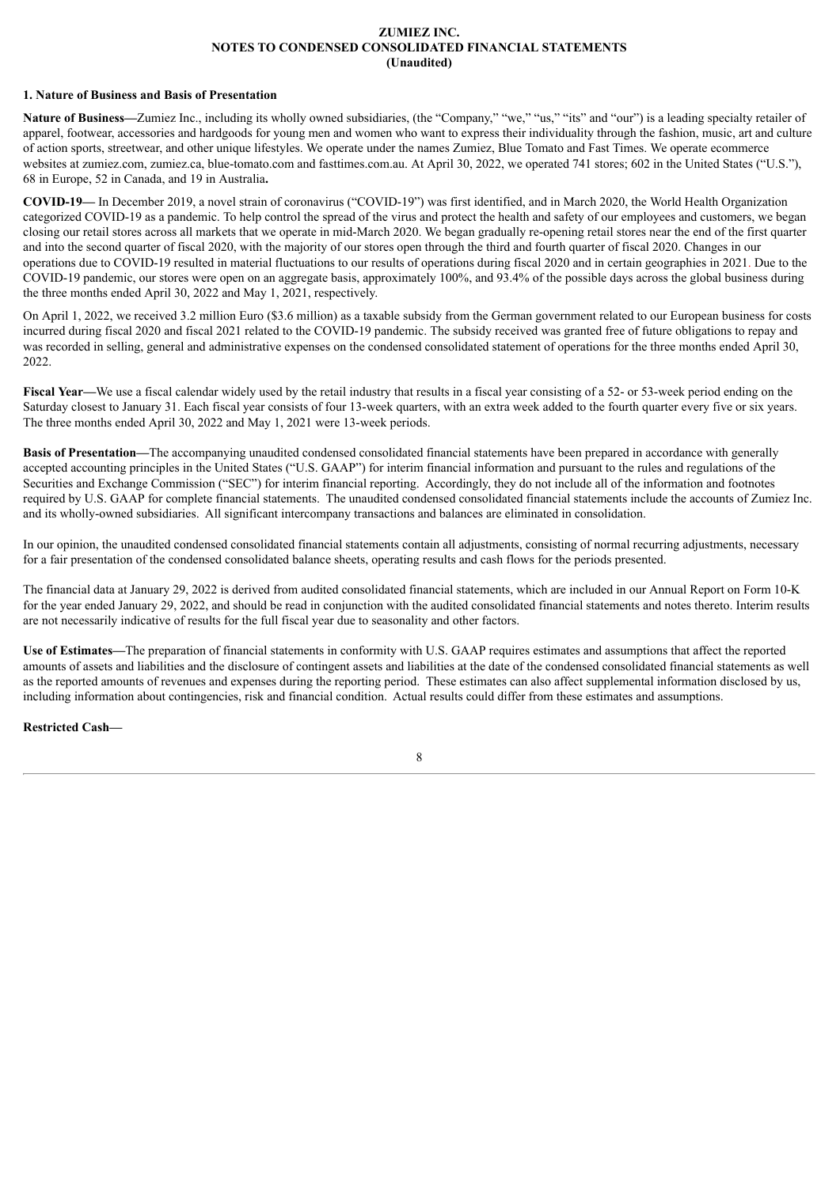**ZUMIEZ INC.**
**NOTES TO CONDENSED CONSOLIDATED FINANCIAL STATEMENTS**
**(Unaudited)**

### 1. Nature of Business and Basis of Presentation

**Nature of Business—**Zumiez Inc., including its wholly owned subsidiaries, (the "Company," "we," "us," "its" and "our") is a leading specialty retailer of apparel, footwear, accessories and hardgoods for young men and women who want to express their individuality through the fashion, music, art and culture of action sports, streetwear, and other unique lifestyles. We operate under the names Zumiez, Blue Tomato and Fast Times. We operate ecommerce websites at zumiez.com, zumiez.ca, blue-tomato.com and fasttimes.com.au. At April 30, 2022, we operated 741 stores; 602 in the United States ("U.S."), 68 in Europe, 52 in Canada, and 19 in Australia**.**

**COVID-19—** In December 2019, a novel strain of coronavirus ("COVID-19") was first identified, and in March 2020, the World Health Organization categorized COVID-19 as a pandemic. To help control the spread of the virus and protect the health and safety of our employees and customers, we began closing our retail stores across all markets that we operate in mid-March 2020. We began gradually re-opening retail stores near the end of the first quarter and into the second quarter of fiscal 2020, with the majority of our stores open through the third and fourth quarter of fiscal 2020. Changes in our operations due to COVID-19 resulted in material fluctuations to our results of operations during fiscal 2020 and in certain geographies in 2021. Due to the COVID-19 pandemic, our stores were open on an aggregate basis, approximately 100%, and 93.4% of the possible days across the global business during the three months ended April 30, 2022 and May 1, 2021, respectively.

On April 1, 2022, we received 3.2 million Euro ($3.6 million) as a taxable subsidy from the German government related to our European business for costs incurred during fiscal 2020 and fiscal 2021 related to the COVID-19 pandemic. The subsidy received was granted free of future obligations to repay and was recorded in selling, general and administrative expenses on the condensed consolidated statement of operations for the three months ended April 30, 2022.

**Fiscal Year—**We use a fiscal calendar widely used by the retail industry that results in a fiscal year consisting of a 52- or 53-week period ending on the Saturday closest to January 31. Each fiscal year consists of four 13-week quarters, with an extra week added to the fourth quarter every five or six years. The three months ended April 30, 2022 and May 1, 2021 were 13-week periods.

**Basis of Presentation—**The accompanying unaudited condensed consolidated financial statements have been prepared in accordance with generally accepted accounting principles in the United States ("U.S. GAAP") for interim financial information and pursuant to the rules and regulations of the Securities and Exchange Commission ("SEC") for interim financial reporting. Accordingly, they do not include all of the information and footnotes required by U.S. GAAP for complete financial statements. The unaudited condensed consolidated financial statements include the accounts of Zumiez Inc. and its wholly-owned subsidiaries. All significant intercompany transactions and balances are eliminated in consolidation.

In our opinion, the unaudited condensed consolidated financial statements contain all adjustments, consisting of normal recurring adjustments, necessary for a fair presentation of the condensed consolidated balance sheets, operating results and cash flows for the periods presented.

The financial data at January 29, 2022 is derived from audited consolidated financial statements, which are included in our Annual Report on Form 10-K for the year ended January 29, 2022, and should be read in conjunction with the audited consolidated financial statements and notes thereto. Interim results are not necessarily indicative of results for the full fiscal year due to seasonality and other factors.

**Use of Estimates—**The preparation of financial statements in conformity with U.S. GAAP requires estimates and assumptions that affect the reported amounts of assets and liabilities and the disclosure of contingent assets and liabilities at the date of the condensed consolidated financial statements as well as the reported amounts of revenues and expenses during the reporting period. These estimates can also affect supplemental information disclosed by us, including information about contingencies, risk and financial condition. Actual results could differ from these estimates and assumptions.

**Restricted Cash—**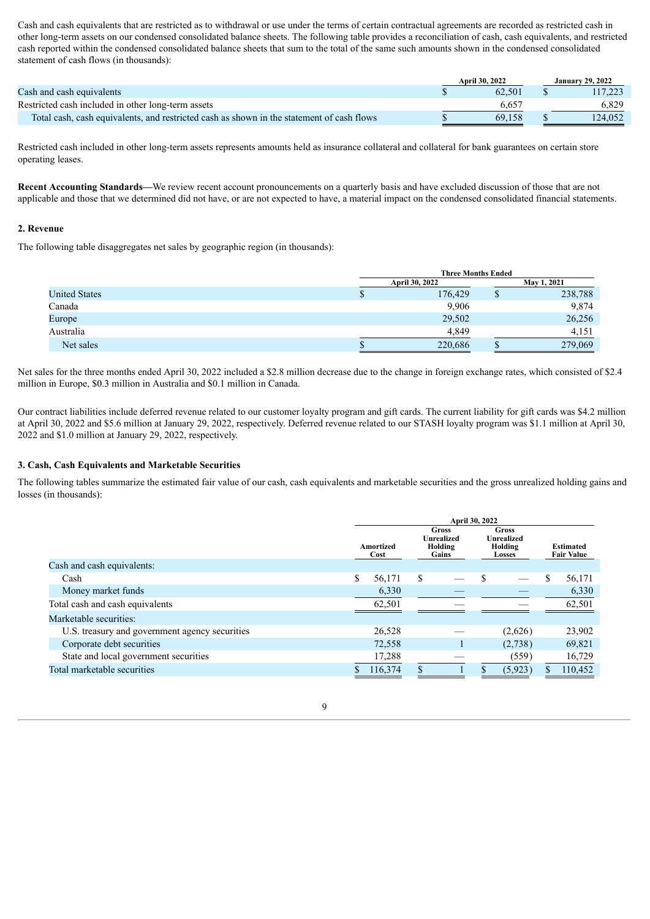Cash and cash equivalents that are restricted as to withdrawal or use under the terms of certain contractual agreements are recorded as restricted cash in other long-term assets on our condensed consolidated balance sheets. The following table provides a reconciliation of cash, cash equivalents, and restricted cash reported within the condensed consolidated balance sheets that sum to the total of the same such amounts shown in the condensed consolidated statement of cash flows (in thousands):

| | April 30, 2022 | January 29, 2022 |
|---|---|---|
| Cash and cash equivalents | $ 62,501 | $ 117,223 |
| Restricted cash included in other long-term assets | 6,657 | 6,829 |
| Total cash, cash equivalents, and restricted cash as shown in the statement of cash flows | $ 69,158 | $ 124,052 |

Restricted cash included in other long-term assets represents amounts held as insurance collateral and collateral for bank guarantees on certain store operating leases.

**Recent Accounting Standards—**We review recent account pronouncements on a quarterly basis and have excluded discussion of those that are not applicable and those that we determined did not have, or are not expected to have, a material impact on the condensed consolidated financial statements.

**2. Revenue**

The following table disaggregates net sales by geographic region (in thousands):

| | Three Months Ended | |
|---|---|---|
| | April 30, 2022 | May 1, 2021 |
| United States | $ 176,429 | $ 238,788 |
| Canada | 9,906 | 9,874 |
| Europe | 29,502 | 26,256 |
| Australia | 4,849 | 4,151 |
| Net sales | $ 220,686 | $ 279,069 |

Net sales for the three months ended April 30, 2022 included a $2.8 million decrease due to the change in foreign exchange rates, which consisted of $2.4 million in Europe, $0.3 million in Australia and $0.1 million in Canada.

Our contract liabilities include deferred revenue related to our customer loyalty program and gift cards. The current liability for gift cards was $4.2 million at April 30, 2022 and $5.6 million at January 29, 2022, respectively. Deferred revenue related to our STASH loyalty program was $1.1 million at April 30, 2022 and $1.0 million at January 29, 2022, respectively.

**3. Cash, Cash Equivalents and Marketable Securities**

The following tables summarize the estimated fair value of our cash, cash equivalents and marketable securities and the gross unrealized holding gains and losses (in thousands):

| | April 30, 2022 | | | |
|---|---|---|---|---|
| | Amortized Cost | Gross Unrealized Holding Gains | Gross Unrealized Holding Losses | Estimated Fair Value |
| Cash and cash equivalents: | | | | |
| Cash | $ 56,171 | $ — | $ — | $ 56,171 |
| Money market funds | 6,330 | — | — | 6,330 |
| Total cash and cash equivalents | 62,501 | — | — | 62,501 |
| Marketable securities: | | | | |
| U.S. treasury and government agency securities | 26,528 | — | (2,626) | 23,902 |
| Corporate debt securities | 72,558 | 1 | (2,738) | 69,821 |
| State and local government securities | 17,288 | — | (559) | 16,729 |
| Total marketable securities | $ 116,374 | $ 1 | $ (5,923) | $ 110,452 |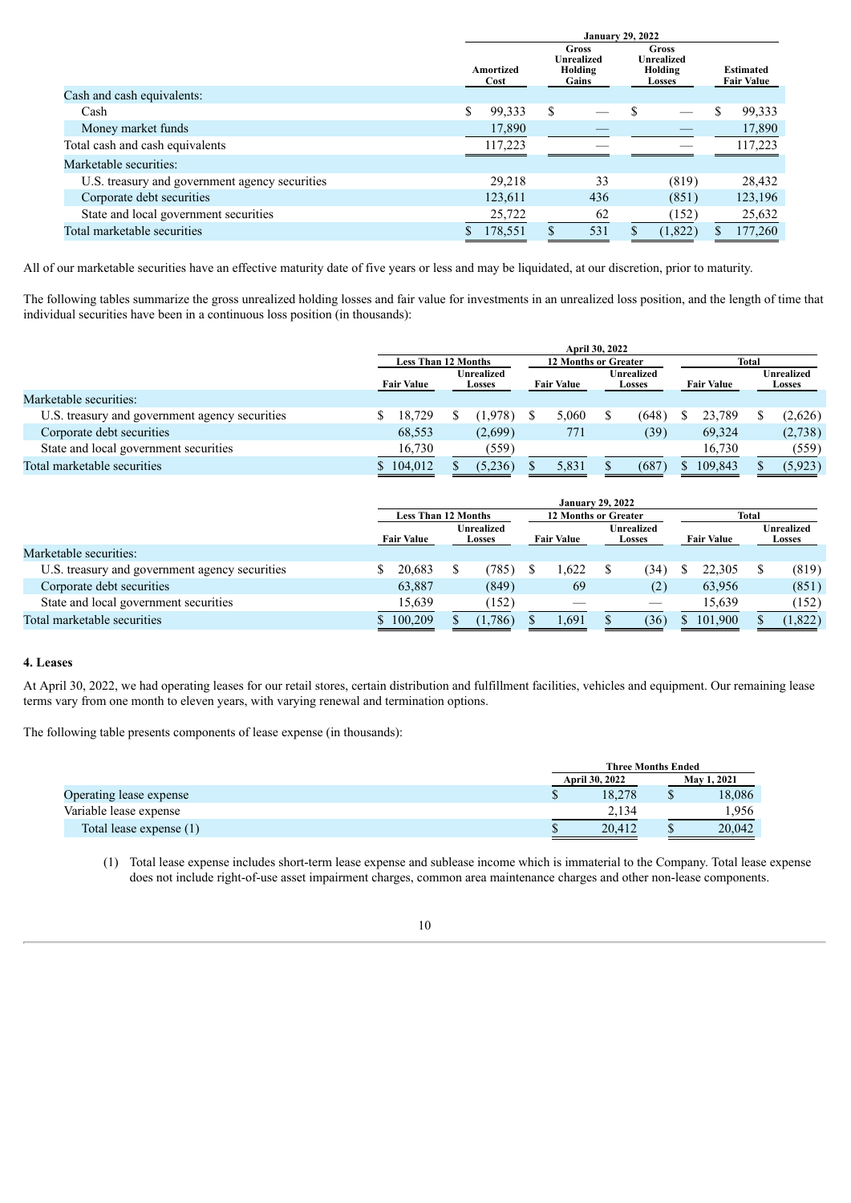| | January 29, 2022 | | | |
|---|---|---|---|---|
| | Amortized Cost | Gross Unrealized Holding Gains | Gross Unrealized Holding Losses | Estimated Fair Value |
| Cash and cash equivalents: | | | | |
| Cash | $ 99,333 | $ — | $ — | $ 99,333 |
| Money market funds | 17,890 | — | — | 17,890 |
| Total cash and cash equivalents | 117,223 | — | — | 117,223 |
| Marketable securities: | | | | |
| U.S. treasury and government agency securities | 29,218 | 33 | (819) | 28,432 |
| Corporate debt securities | 123,611 | 436 | (851) | 123,196 |
| State and local government securities | 25,722 | 62 | (152) | 25,632 |
| Total marketable securities | $ 178,551 | $ 531 | $ (1,822) | $ 177,260 |

All of our marketable securities have an effective maturity date of five years or less and may be liquidated, at our discretion, prior to maturity.

The following tables summarize the gross unrealized holding losses and fair value for investments in an unrealized loss position, and the length of time that individual securities have been in a continuous loss position (in thousands):

| | April 30, 2022 | | | | | |
|---|---|---|---|---|---|---|
| | Less Than 12 Months | | 12 Months or Greater | | Total | |
| | Fair Value | Unrealized Losses | Fair Value | Unrealized Losses | Fair Value | Unrealized Losses |
| Marketable securities: | | | | | | |
| U.S. treasury and government agency securities | $ 18,729 | $ (1,978) | $ 5,060 | $ (648) | $ 23,789 | $ (2,626) |
| Corporate debt securities | 68,553 | (2,699) | 771 | (39) | 69,324 | (2,738) |
| State and local government securities | 16,730 | (559) | | | 16,730 | (559) |
| Total marketable securities | $ 104,012 | $ (5,236) | $ 5,831 | $ (687) | $ 109,843 | $ (5,923) |

| | January 29, 2022 | | | | | |
|---|---|---|---|---|---|---|
| | Less Than 12 Months | | 12 Months or Greater | | Total | |
| | Fair Value | Unrealized Losses | Fair Value | Unrealized Losses | Fair Value | Unrealized Losses |
| Marketable securities: | | | | | | |
| U.S. treasury and government agency securities | $ 20,683 | $ (785) | $ 1,622 | $ (34) | $ 22,305 | $ (819) |
| Corporate debt securities | 63,887 | (849) | 69 | (2) | 63,956 | (851) |
| State and local government securities | 15,639 | (152) | — | — | 15,639 | (152) |
| Total marketable securities | $ 100,209 | $ (1,786) | $ 1,691 | $ (36) | $ 101,900 | $ (1,822) |

## 4. Leases

At April 30, 2022, we had operating leases for our retail stores, certain distribution and fulfillment facilities, vehicles and equipment. Our remaining lease terms vary from one month to eleven years, with varying renewal and termination options.

The following table presents components of lease expense (in thousands):

| | Three Months Ended | |
|---|---|---|
| | April 30, 2022 | May 1, 2021 |
| Operating lease expense | $ 18,278 | $ 18,086 |
| Variable lease expense | 2,134 | 1,956 |
| Total lease expense (1) | $ 20,412 | $ 20,042 |

(1) Total lease expense includes short-term lease expense and sublease income which is immaterial to the Company. Total lease expense does not include right-of-use asset impairment charges, common area maintenance charges and other non-lease components.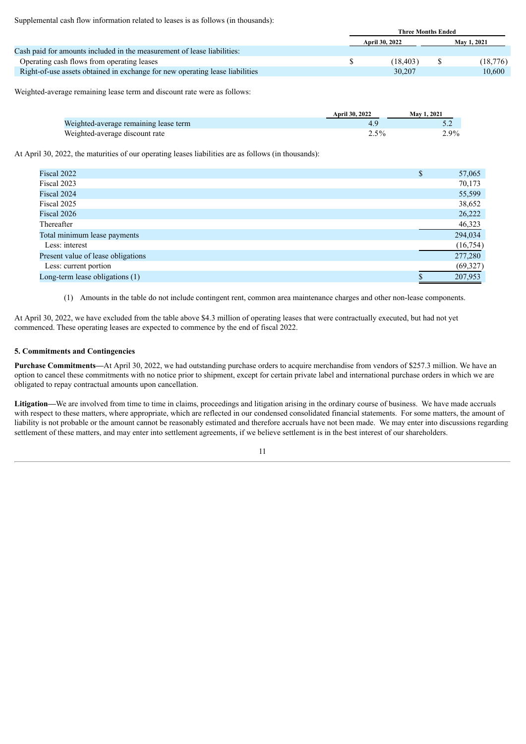Supplemental cash flow information related to leases is as follows (in thousands):

| | Three Months Ended | |
|---|---|---|
| | April 30, 2022 | May 1, 2021 |
| Cash paid for amounts included in the measurement of lease liabilities: | | |
| Operating cash flows from operating leases | $ (18,403) | $ (18,776) |
| Right-of-use assets obtained in exchange for new operating lease liabilities | 30,207 | 10,600 |

Weighted-average remaining lease term and discount rate were as follows:

| | April 30, 2022 | May 1, 2021 |
|---|---|---|
| Weighted-average remaining lease term | 4.9 | 5.2 |
| Weighted-average discount rate | 2.5% | 2.9% |

At April 30, 2022, the maturities of our operating leases liabilities are as follows (in thousands):

| | |
|---|---|
| Fiscal 2022 | $ 57,065 |
| Fiscal 2023 | 70,173 |
| Fiscal 2024 | 55,599 |
| Fiscal 2025 | 38,652 |
| Fiscal 2026 | 26,222 |
| Thereafter | 46,323 |
| Total minimum lease payments | 294,034 |
| Less: interest | (16,754) |
| Present value of lease obligations | 277,280 |
| Less: current portion | (69,327) |
| Long-term lease obligations (1) | $ 207,953 |

(1) Amounts in the table do not include contingent rent, common area maintenance charges and other non-lease components.

At April 30, 2022, we have excluded from the table above $4.3 million of operating leases that were contractually executed, but had not yet commenced. These operating leases are expected to commence by the end of fiscal 2022.

### 5. Commitments and Contingencies

**Purchase Commitments—**At April 30, 2022, we had outstanding purchase orders to acquire merchandise from vendors of $257.3 million. We have an option to cancel these commitments with no notice prior to shipment, except for certain private label and international purchase orders in which we are obligated to repay contractual amounts upon cancellation.

**Litigation—**We are involved from time to time in claims, proceedings and litigation arising in the ordinary course of business. We have made accruals with respect to these matters, where appropriate, which are reflected in our condensed consolidated financial statements. For some matters, the amount of liability is not probable or the amount cannot be reasonably estimated and therefore accruals have not been made. We may enter into discussions regarding settlement of these matters, and may enter into settlement agreements, if we believe settlement is in the best interest of our shareholders.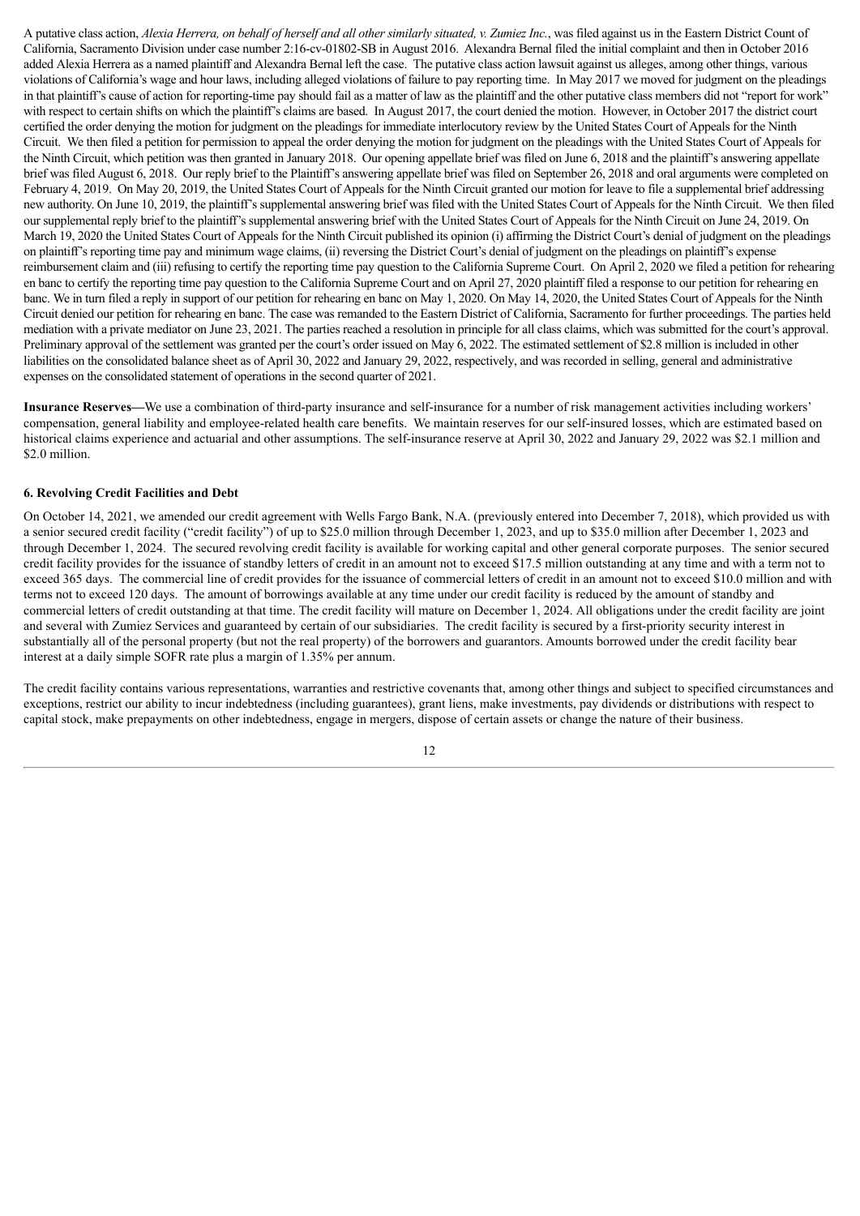A putative class action, *Alexia Herrera, on behalf of herself and all other similarly situated, v. Zumiez Inc.*, was filed against us in the Eastern District Count of California, Sacramento Division under case number 2:16-cv-01802-SB in August 2016. Alexandra Bernal filed the initial complaint and then in October 2016 added Alexia Herrera as a named plaintiff and Alexandra Bernal left the case. The putative class action lawsuit against us alleges, among other things, various violations of California's wage and hour laws, including alleged violations of failure to pay reporting time. In May 2017 we moved for judgment on the pleadings in that plaintiff's cause of action for reporting-time pay should fail as a matter of law as the plaintiff and the other putative class members did not "report for work" with respect to certain shifts on which the plaintiff's claims are based. In August 2017, the court denied the motion. However, in October 2017 the district court certified the order denying the motion for judgment on the pleadings for immediate interlocutory review by the United States Court of Appeals for the Ninth Circuit. We then filed a petition for permission to appeal the order denying the motion for judgment on the pleadings with the United States Court of Appeals for the Ninth Circuit, which petition was then granted in January 2018. Our opening appellate brief was filed on June 6, 2018 and the plaintiff's answering appellate brief was filed August 6, 2018. Our reply brief to the Plaintiff's answering appellate brief was filed on September 26, 2018 and oral arguments were completed on February 4, 2019. On May 20, 2019, the United States Court of Appeals for the Ninth Circuit granted our motion for leave to file a supplemental brief addressing new authority. On June 10, 2019, the plaintiff's supplemental answering brief was filed with the United States Court of Appeals for the Ninth Circuit. We then filed our supplemental reply brief to the plaintiff's supplemental answering brief with the United States Court of Appeals for the Ninth Circuit on June 24, 2019. On March 19, 2020 the United States Court of Appeals for the Ninth Circuit published its opinion (i) affirming the District Court's denial of judgment on the pleadings on plaintiff's reporting time pay and minimum wage claims, (ii) reversing the District Court's denial of judgment on the pleadings on plaintiff's expense reimbursement claim and (iii) refusing to certify the reporting time pay question to the California Supreme Court. On April 2, 2020 we filed a petition for rehearing en banc to certify the reporting time pay question to the California Supreme Court and on April 27, 2020 plaintiff filed a response to our petition for rehearing en banc. We in turn filed a reply in support of our petition for rehearing en banc on May 1, 2020. On May 14, 2020, the United States Court of Appeals for the Ninth Circuit denied our petition for rehearing en banc. The case was remanded to the Eastern District of California, Sacramento for further proceedings. The parties held mediation with a private mediator on June 23, 2021. The parties reached a resolution in principle for all class claims, which was submitted for the court's approval. Preliminary approval of the settlement was granted per the court's order issued on May 6, 2022. The estimated settlement of $2.8 million is included in other liabilities on the consolidated balance sheet as of April 30, 2022 and January 29, 2022, respectively, and was recorded in selling, general and administrative expenses on the consolidated statement of operations in the second quarter of 2021.

**Insurance Reserves—**We use a combination of third-party insurance and self-insurance for a number of risk management activities including workers' compensation, general liability and employee-related health care benefits. We maintain reserves for our self-insured losses, which are estimated based on historical claims experience and actuarial and other assumptions. The self-insurance reserve at April 30, 2022 and January 29, 2022 was $2.1 million and $2.0 million.

### 6. Revolving Credit Facilities and Debt

On October 14, 2021, we amended our credit agreement with Wells Fargo Bank, N.A. (previously entered into December 7, 2018), which provided us with a senior secured credit facility ("credit facility") of up to $25.0 million through December 1, 2023, and up to $35.0 million after December 1, 2023 and through December 1, 2024. The secured revolving credit facility is available for working capital and other general corporate purposes. The senior secured credit facility provides for the issuance of standby letters of credit in an amount not to exceed $17.5 million outstanding at any time and with a term not to exceed 365 days. The commercial line of credit provides for the issuance of commercial letters of credit in an amount not to exceed $10.0 million and with terms not to exceed 120 days. The amount of borrowings available at any time under our credit facility is reduced by the amount of standby and commercial letters of credit outstanding at that time. The credit facility will mature on December 1, 2024. All obligations under the credit facility are joint and several with Zumiez Services and guaranteed by certain of our subsidiaries. The credit facility is secured by a first-priority security interest in substantially all of the personal property (but not the real property) of the borrowers and guarantors. Amounts borrowed under the credit facility bear interest at a daily simple SOFR rate plus a margin of 1.35% per annum.

The credit facility contains various representations, warranties and restrictive covenants that, among other things and subject to specified circumstances and exceptions, restrict our ability to incur indebtedness (including guarantees), grant liens, make investments, pay dividends or distributions with respect to capital stock, make prepayments on other indebtedness, engage in mergers, dispose of certain assets or change the nature of their business.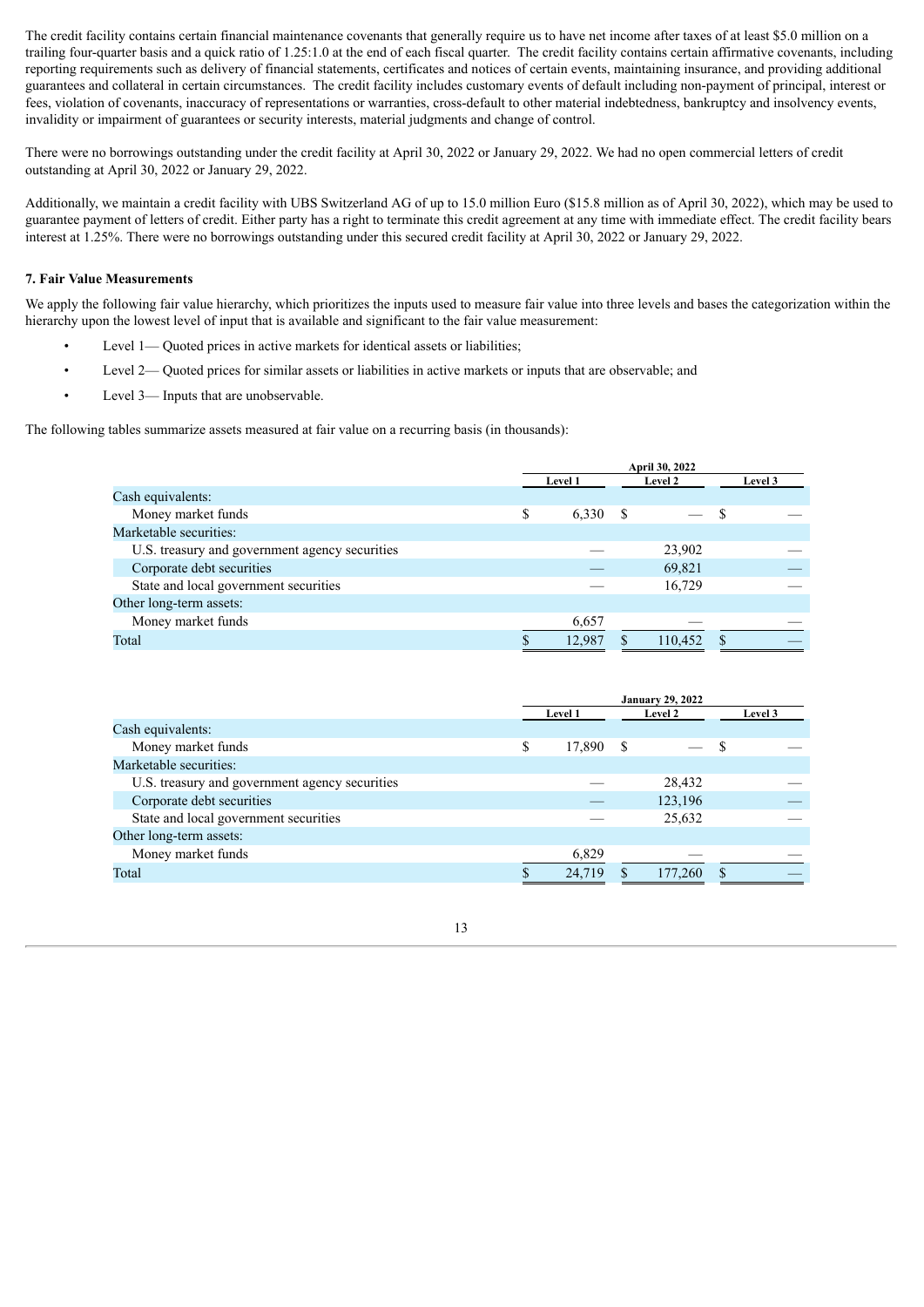The credit facility contains certain financial maintenance covenants that generally require us to have net income after taxes of at least $5.0 million on a trailing four-quarter basis and a quick ratio of 1.25:1.0 at the end of each fiscal quarter. The credit facility contains certain affirmative covenants, including reporting requirements such as delivery of financial statements, certificates and notices of certain events, maintaining insurance, and providing additional guarantees and collateral in certain circumstances. The credit facility includes customary events of default including non-payment of principal, interest or fees, violation of covenants, inaccuracy of representations or warranties, cross-default to other material indebtedness, bankruptcy and insolvency events, invalidity or impairment of guarantees or security interests, material judgments and change of control.

There were no borrowings outstanding under the credit facility at April 30, 2022 or January 29, 2022. We had no open commercial letters of credit outstanding at April 30, 2022 or January 29, 2022.

Additionally, we maintain a credit facility with UBS Switzerland AG of up to 15.0 million Euro ($15.8 million as of April 30, 2022), which may be used to guarantee payment of letters of credit. Either party has a right to terminate this credit agreement at any time with immediate effect. The credit facility bears interest at 1.25%. There were no borrowings outstanding under this secured credit facility at April 30, 2022 or January 29, 2022.

**7. Fair Value Measurements**

We apply the following fair value hierarchy, which prioritizes the inputs used to measure fair value into three levels and bases the categorization within the hierarchy upon the lowest level of input that is available and significant to the fair value measurement:

- Level 1— Quoted prices in active markets for identical assets or liabilities;
- Level 2— Quoted prices for similar assets or liabilities in active markets or inputs that are observable; and
- Level 3— Inputs that are unobservable.

The following tables summarize assets measured at fair value on a recurring basis (in thousands):

| | April 30, 2022 | | |
|---|---|---|---|
| | Level 1 | Level 2 | Level 3 |
| Cash equivalents: | | | |
| Money market funds | $ 6,330 | $ — | $ — |
| Marketable securities: | | | |
| U.S. treasury and government agency securities | — | 23,902 | — |
| Corporate debt securities | — | 69,821 | — |
| State and local government securities | — | 16,729 | — |
| Other long-term assets: | | | |
| Money market funds | 6,657 | — | — |
| Total | $ 12,987 | $ 110,452 | $ — |

| | January 29, 2022 | | |
|---|---|---|---|
| | Level 1 | Level 2 | Level 3 |
| Cash equivalents: | | | |
| Money market funds | $ 17,890 | $ — | $ — |
| Marketable securities: | | | |
| U.S. treasury and government agency securities | — | 28,432 | — |
| Corporate debt securities | — | 123,196 | — |
| State and local government securities | — | 25,632 | — |
| Other long-term assets: | | | |
| Money market funds | 6,829 | — | — |
| Total | $ 24,719 | $ 177,260 | $ — |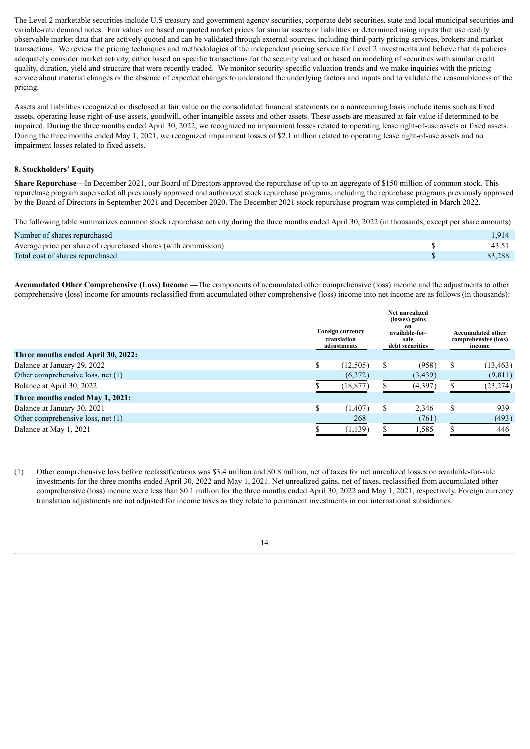The Level 2 marketable securities include U.S treasury and government agency securities, corporate debt securities, state and local municipal securities and variable-rate demand notes. Fair values are based on quoted market prices for similar assets or liabilities or determined using inputs that use readily observable market data that are actively quoted and can be validated through external sources, including third-party pricing services, brokers and market transactions. We review the pricing techniques and methodologies of the independent pricing service for Level 2 investments and believe that its policies adequately consider market activity, either based on specific transactions for the security valued or based on modeling of securities with similar credit quality, duration, yield and structure that were recently traded. We monitor security-specific valuation trends and we make inquiries with the pricing service about material changes or the absence of expected changes to understand the underlying factors and inputs and to validate the reasonableness of the pricing.

Assets and liabilities recognized or disclosed at fair value on the consolidated financial statements on a nonrecurring basis include items such as fixed assets, operating lease right-of-use-assets, goodwill, other intangible assets and other assets. These assets are measured at fair value if determined to be impaired. During the three months ended April 30, 2022, we recognized no impairment losses related to operating lease right-of-use assets or fixed assets. During the three months ended May 1, 2021, we recognized impairment losses of $2.1 million related to operating lease right-of-use assets and no impairment losses related to fixed assets.

### 8. Stockholders' Equity

**Share Repurchase—**In December 2021, our Board of Directors approved the repurchase of up to an aggregate of $150 million of common stock. This repurchase program superseded all previously approved and authorized stock repurchase programs, including the repurchase programs previously approved by the Board of Directors in September 2021 and December 2020. The December 2021 stock repurchase program was completed in March 2022.

The following table summarizes common stock repurchase activity during the three months ended April 30, 2022 (in thousands, except per share amounts):

| | | |
|---|---|---|
| Number of shares repurchased | | 1,914 |
| Average price per share of repurchased shares (with commission) | $ | 43.51 |
| Total cost of shares repurchased | $ | 83,288 |

**Accumulated Other Comprehensive (Loss) Income —**The components of accumulated other comprehensive (loss) income and the adjustments to other comprehensive (loss) income for amounts reclassified from accumulated other comprehensive (loss) income into net income are as follows (in thousands):

| | Foreign currency translation adjustments | Net unrealized (losses) gains on available-for-sale debt securities | Accumulated other comprehensive (loss) income |
|---|---|---|---|
| **Three months ended April 30, 2022:** | | | |
| Balance at January 29, 2022 | $ (12,505) | $ (958) | $ (13,463) |
| Other comprehensive loss, net (1) | (6,372) | (3,439) | (9,811) |
| Balance at April 30, 2022 | $ (18,877) | $ (4,397) | $ (23,274) |
| **Three months ended May 1, 2021:** | | | |
| Balance at January 30, 2021 | $ (1,407) | $ 2,346 | $ 939 |
| Other comprehensive loss, net (1) | 268 | (761) | (493) |
| Balance at May 1, 2021 | $ (1,139) | $ 1,585 | $ 446 |

(1) Other comprehensive loss before reclassifications was $3.4 million and $0.8 million, net of taxes for net unrealized losses on available-for-sale investments for the three months ended April 30, 2022 and May 1, 2021. Net unrealized gains, net of taxes, reclassified from accumulated other comprehensive (loss) income were less than $0.1 million for the three months ended April 30, 2022 and May 1, 2021, respectively. Foreign currency translation adjustments are not adjusted for income taxes as they relate to permanent investments in our international subsidiaries.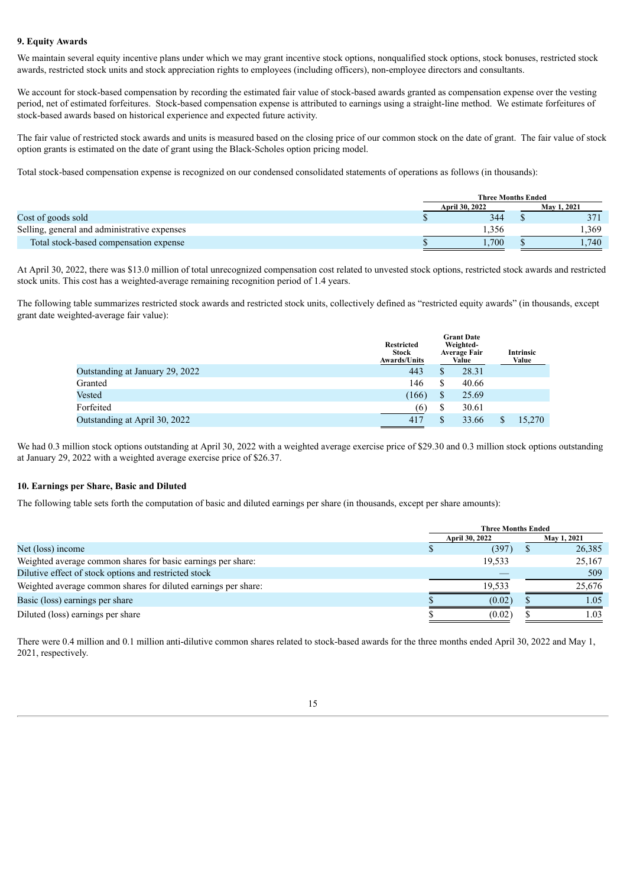## 9. Equity Awards

We maintain several equity incentive plans under which we may grant incentive stock options, nonqualified stock options, stock bonuses, restricted stock awards, restricted stock units and stock appreciation rights to employees (including officers), non-employee directors and consultants.

We account for stock-based compensation by recording the estimated fair value of stock-based awards granted as compensation expense over the vesting period, net of estimated forfeitures. Stock-based compensation expense is attributed to earnings using a straight-line method. We estimate forfeitures of stock-based awards based on historical experience and expected future activity.

The fair value of restricted stock awards and units is measured based on the closing price of our common stock on the date of grant. The fair value of stock option grants is estimated on the date of grant using the Black-Scholes option pricing model.

Total stock-based compensation expense is recognized on our condensed consolidated statements of operations as follows (in thousands):

| | Three Months Ended | |
|---|---|---|
| | April 30, 2022 | May 1, 2021 |
| Cost of goods sold | $ 344 | $ 371 |
| Selling, general and administrative expenses | 1,356 | 1,369 |
| Total stock-based compensation expense | $ 1,700 | $ 1,740 |

At April 30, 2022, there was $13.0 million of total unrecognized compensation cost related to unvested stock options, restricted stock awards and restricted stock units. This cost has a weighted-average remaining recognition period of 1.4 years.

The following table summarizes restricted stock awards and restricted stock units, collectively defined as "restricted equity awards" (in thousands, except grant date weighted-average fair value):

| | Restricted Stock Awards/Units | Grant Date Weighted-Average Fair Value | Intrinsic Value |
|---|---|---|---|
| Outstanding at January 29, 2022 | 443 | $ 28.31 | |
| Granted | 146 | $ 40.66 | |
| Vested | (166) | $ 25.69 | |
| Forfeited | (6) | $ 30.61 | |
| Outstanding at April 30, 2022 | 417 | $ 33.66 | $ 15,270 |

We had 0.3 million stock options outstanding at April 30, 2022 with a weighted average exercise price of $29.30 and 0.3 million stock options outstanding at January 29, 2022 with a weighted average exercise price of $26.37.

## 10. Earnings per Share, Basic and Diluted

The following table sets forth the computation of basic and diluted earnings per share (in thousands, except per share amounts):

| | Three Months Ended | |
|---|---|---|
| | April 30, 2022 | May 1, 2021 |
| Net (loss) income | $ (397) | $ 26,385 |
| Weighted average common shares for basic earnings per share: | 19,533 | 25,167 |
| Dilutive effect of stock options and restricted stock | — | 509 |
| Weighted average common shares for diluted earnings per share: | 19,533 | 25,676 |
| Basic (loss) earnings per share | $ (0.02) | $ 1.05 |
| Diluted (loss) earnings per share | $ (0.02) | $ 1.03 |

There were 0.4 million and 0.1 million anti-dilutive common shares related to stock-based awards for the three months ended April 30, 2022 and May 1, 2021, respectively.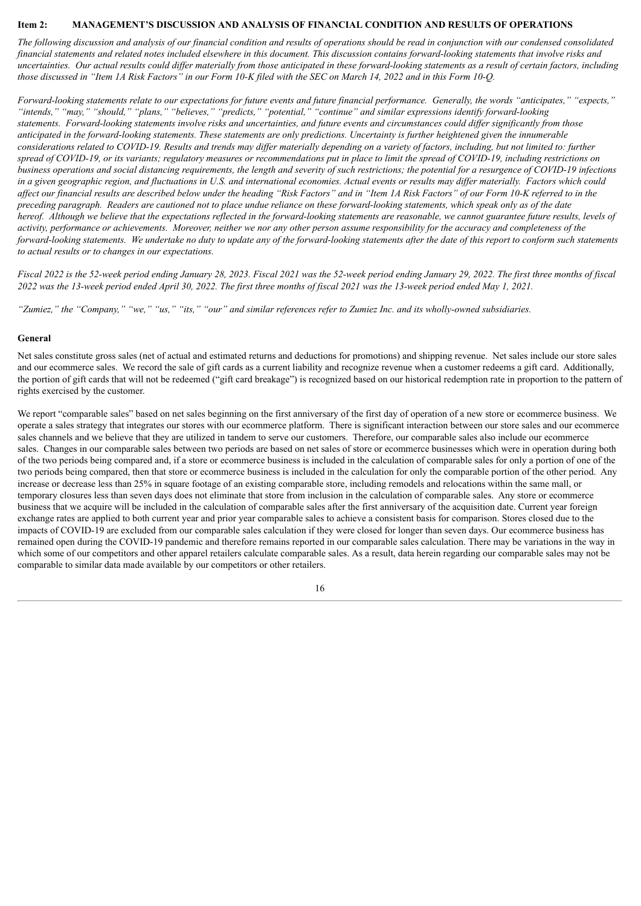**Item 2: MANAGEMENT'S DISCUSSION AND ANALYSIS OF FINANCIAL CONDITION AND RESULTS OF OPERATIONS**

*The following discussion and analysis of our financial condition and results of operations should be read in conjunction with our condensed consolidated financial statements and related notes included elsewhere in this document. This discussion contains forward-looking statements that involve risks and uncertainties. Our actual results could differ materially from those anticipated in these forward-looking statements as a result of certain factors, including those discussed in "Item 1A Risk Factors" in our Form 10-K filed with the SEC on March 14, 2022 and in this Form 10-Q.*

*Forward-looking statements relate to our expectations for future events and future financial performance. Generally, the words "anticipates," "expects," "intends," "may," "should," "plans," "believes," "predicts," "potential," "continue" and similar expressions identify forward-looking statements. Forward-looking statements involve risks and uncertainties, and future events and circumstances could differ significantly from those anticipated in the forward-looking statements. These statements are only predictions. Uncertainty is further heightened given the innumerable considerations related to COVID-19. Results and trends may differ materially depending on a variety of factors, including, but not limited to: further spread of COVID-19, or its variants; regulatory measures or recommendations put in place to limit the spread of COVID-19, including restrictions on business operations and social distancing requirements, the length and severity of such restrictions; the potential for a resurgence of COVID-19 infections in a given geographic region, and fluctuations in U.S. and international economies. Actual events or results may differ materially. Factors which could affect our financial results are described below under the heading "Risk Factors" and in "Item 1A Risk Factors" of our Form 10-K referred to in the preceding paragraph. Readers are cautioned not to place undue reliance on these forward-looking statements, which speak only as of the date hereof. Although we believe that the expectations reflected in the forward-looking statements are reasonable, we cannot guarantee future results, levels of activity, performance or achievements. Moreover, neither we nor any other person assume responsibility for the accuracy and completeness of the forward-looking statements. We undertake no duty to update any of the forward-looking statements after the date of this report to conform such statements to actual results or to changes in our expectations.*

*Fiscal 2022 is the 52-week period ending January 28, 2023. Fiscal 2021 was the 52-week period ending January 29, 2022. The first three months of fiscal 2022 was the 13-week period ended April 30, 2022. The first three months of fiscal 2021 was the 13-week period ended May 1, 2021.*

*"Zumiez," the "Company," "we," "us," "its," "our" and similar references refer to Zumiez Inc. and its wholly-owned subsidiaries.*

**General**

Net sales constitute gross sales (net of actual and estimated returns and deductions for promotions) and shipping revenue. Net sales include our store sales and our ecommerce sales. We record the sale of gift cards as a current liability and recognize revenue when a customer redeems a gift card. Additionally, the portion of gift cards that will not be redeemed ("gift card breakage") is recognized based on our historical redemption rate in proportion to the pattern of rights exercised by the customer.

We report "comparable sales" based on net sales beginning on the first anniversary of the first day of operation of a new store or ecommerce business. We operate a sales strategy that integrates our stores with our ecommerce platform. There is significant interaction between our store sales and our ecommerce sales channels and we believe that they are utilized in tandem to serve our customers. Therefore, our comparable sales also include our ecommerce sales. Changes in our comparable sales between two periods are based on net sales of store or ecommerce businesses which were in operation during both of the two periods being compared and, if a store or ecommerce business is included in the calculation of comparable sales for only a portion of one of the two periods being compared, then that store or ecommerce business is included in the calculation for only the comparable portion of the other period. Any increase or decrease less than 25% in square footage of an existing comparable store, including remodels and relocations within the same mall, or temporary closures less than seven days does not eliminate that store from inclusion in the calculation of comparable sales. Any store or ecommerce business that we acquire will be included in the calculation of comparable sales after the first anniversary of the acquisition date. Current year foreign exchange rates are applied to both current year and prior year comparable sales to achieve a consistent basis for comparison. Stores closed due to the impacts of COVID-19 are excluded from our comparable sales calculation if they were closed for longer than seven days. Our ecommerce business has remained open during the COVID-19 pandemic and therefore remains reported in our comparable sales calculation. There may be variations in the way in which some of our competitors and other apparel retailers calculate comparable sales. As a result, data herein regarding our comparable sales may not be comparable to similar data made available by our competitors or other retailers.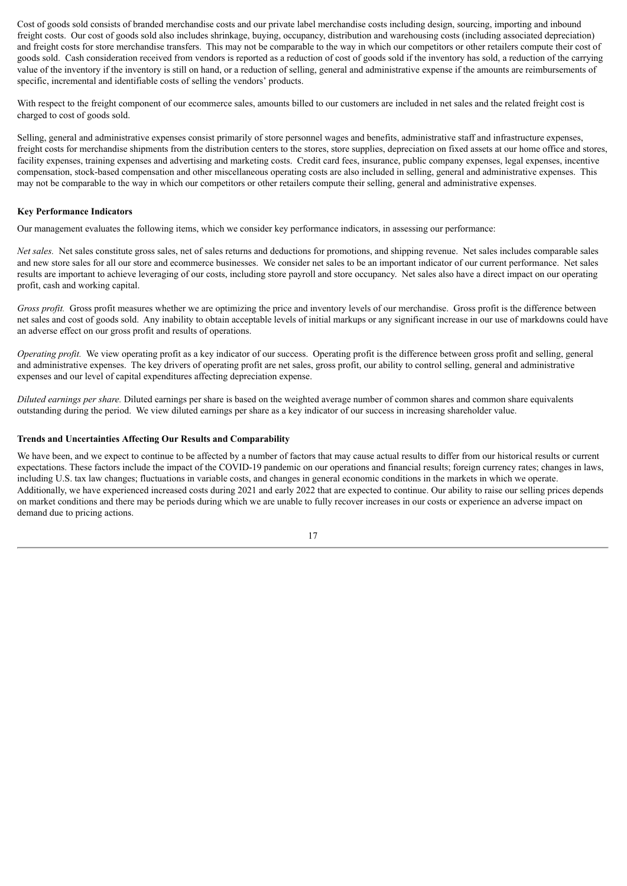Cost of goods sold consists of branded merchandise costs and our private label merchandise costs including design, sourcing, importing and inbound freight costs. Our cost of goods sold also includes shrinkage, buying, occupancy, distribution and warehousing costs (including associated depreciation) and freight costs for store merchandise transfers. This may not be comparable to the way in which our competitors or other retailers compute their cost of goods sold. Cash consideration received from vendors is reported as a reduction of cost of goods sold if the inventory has sold, a reduction of the carrying value of the inventory if the inventory is still on hand, or a reduction of selling, general and administrative expense if the amounts are reimbursements of specific, incremental and identifiable costs of selling the vendors' products.

With respect to the freight component of our ecommerce sales, amounts billed to our customers are included in net sales and the related freight cost is charged to cost of goods sold.

Selling, general and administrative expenses consist primarily of store personnel wages and benefits, administrative staff and infrastructure expenses, freight costs for merchandise shipments from the distribution centers to the stores, store supplies, depreciation on fixed assets at our home office and stores, facility expenses, training expenses and advertising and marketing costs. Credit card fees, insurance, public company expenses, legal expenses, incentive compensation, stock-based compensation and other miscellaneous operating costs are also included in selling, general and administrative expenses. This may not be comparable to the way in which our competitors or other retailers compute their selling, general and administrative expenses.

**Key Performance Indicators**

Our management evaluates the following items, which we consider key performance indicators, in assessing our performance:

*Net sales.* Net sales constitute gross sales, net of sales returns and deductions for promotions, and shipping revenue. Net sales includes comparable sales and new store sales for all our store and ecommerce businesses. We consider net sales to be an important indicator of our current performance. Net sales results are important to achieve leveraging of our costs, including store payroll and store occupancy. Net sales also have a direct impact on our operating profit, cash and working capital.

*Gross profit.* Gross profit measures whether we are optimizing the price and inventory levels of our merchandise. Gross profit is the difference between net sales and cost of goods sold. Any inability to obtain acceptable levels of initial markups or any significant increase in our use of markdowns could have an adverse effect on our gross profit and results of operations.

*Operating profit.* We view operating profit as a key indicator of our success. Operating profit is the difference between gross profit and selling, general and administrative expenses. The key drivers of operating profit are net sales, gross profit, our ability to control selling, general and administrative expenses and our level of capital expenditures affecting depreciation expense.

*Diluted earnings per share.* Diluted earnings per share is based on the weighted average number of common shares and common share equivalents outstanding during the period. We view diluted earnings per share as a key indicator of our success in increasing shareholder value.

**Trends and Uncertainties Affecting Our Results and Comparability**

We have been, and we expect to continue to be affected by a number of factors that may cause actual results to differ from our historical results or current expectations. These factors include the impact of the COVID-19 pandemic on our operations and financial results; foreign currency rates; changes in laws, including U.S. tax law changes; fluctuations in variable costs, and changes in general economic conditions in the markets in which we operate. Additionally, we have experienced increased costs during 2021 and early 2022 that are expected to continue. Our ability to raise our selling prices depends on market conditions and there may be periods during which we are unable to fully recover increases in our costs or experience an adverse impact on demand due to pricing actions.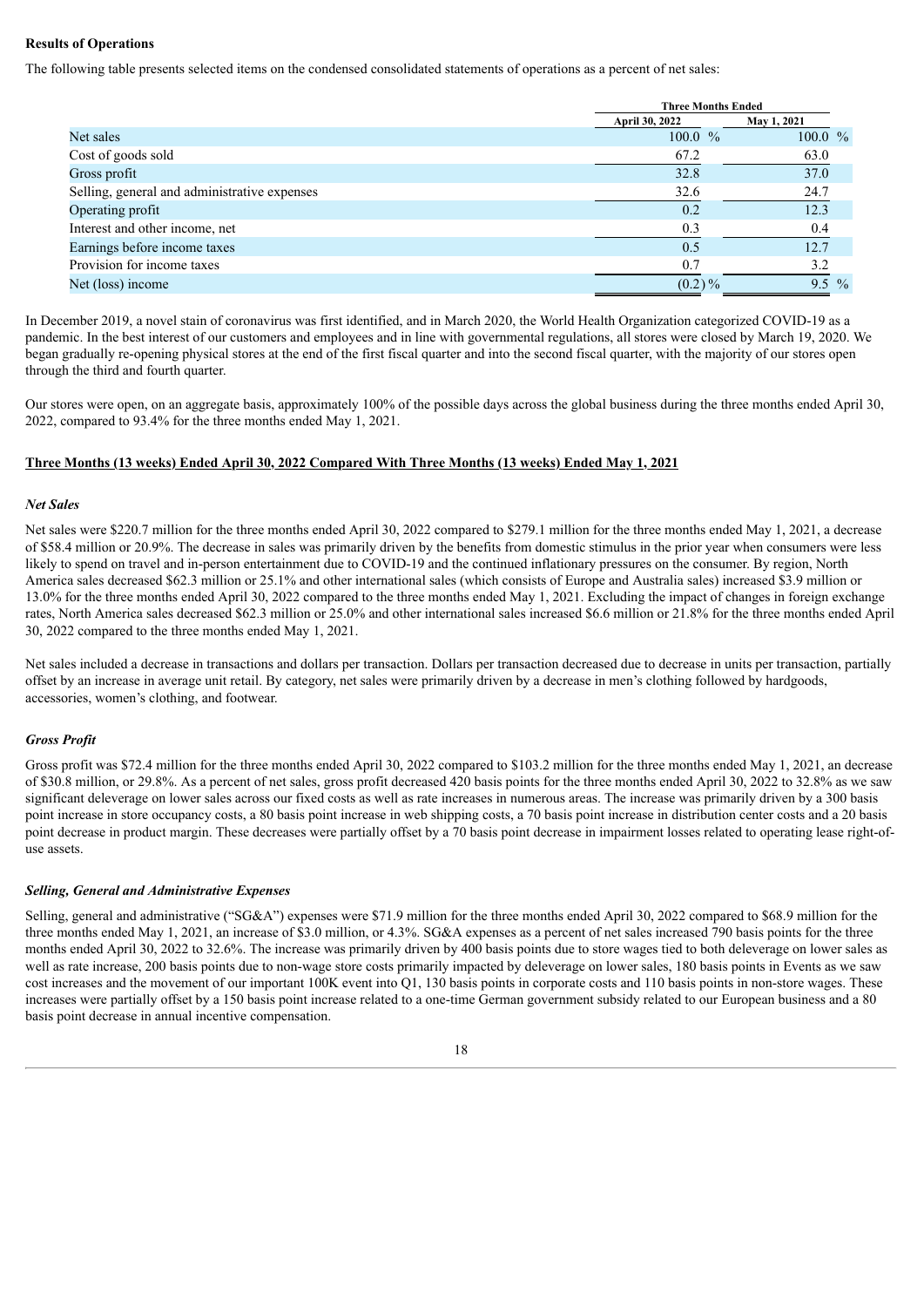**Results of Operations**

The following table presents selected items on the condensed consolidated statements of operations as a percent of net sales:

| | Three Months Ended | |
|---|---|---|
| | April 30, 2022 | May 1, 2021 |
| Net sales | 100.0 % | 100.0 % |
| Cost of goods sold | 67.2 | 63.0 |
| Gross profit | 32.8 | 37.0 |
| Selling, general and administrative expenses | 32.6 | 24.7 |
| Operating profit | 0.2 | 12.3 |
| Interest and other income, net | 0.3 | 0.4 |
| Earnings before income taxes | 0.5 | 12.7 |
| Provision for income taxes | 0.7 | 3.2 |
| Net (loss) income | (0.2) % | 9.5 % |

In December 2019, a novel stain of coronavirus was first identified, and in March 2020, the World Health Organization categorized COVID-19 as a pandemic. In the best interest of our customers and employees and in line with governmental regulations, all stores were closed by March 19, 2020. We began gradually re-opening physical stores at the end of the first fiscal quarter and into the second fiscal quarter, with the majority of our stores open through the third and fourth quarter.

Our stores were open, on an aggregate basis, approximately 100% of the possible days across the global business during the three months ended April 30, 2022, compared to 93.4% for the three months ended May 1, 2021.

**Three Months (13 weeks) Ended April 30, 2022 Compared With Three Months (13 weeks) Ended May 1, 2021**

***Net Sales***

Net sales were $220.7 million for the three months ended April 30, 2022 compared to $279.1 million for the three months ended May 1, 2021, a decrease of $58.4 million or 20.9%. The decrease in sales was primarily driven by the benefits from domestic stimulus in the prior year when consumers were less likely to spend on travel and in-person entertainment due to COVID-19 and the continued inflationary pressures on the consumer. By region, North America sales decreased $62.3 million or 25.1% and other international sales (which consists of Europe and Australia sales) increased $3.9 million or 13.0% for the three months ended April 30, 2022 compared to the three months ended May 1, 2021. Excluding the impact of changes in foreign exchange rates, North America sales decreased $62.3 million or 25.0% and other international sales increased $6.6 million or 21.8% for the three months ended April 30, 2022 compared to the three months ended May 1, 2021.

Net sales included a decrease in transactions and dollars per transaction. Dollars per transaction decreased due to decrease in units per transaction, partially offset by an increase in average unit retail. By category, net sales were primarily driven by a decrease in men's clothing followed by hardgoods, accessories, women's clothing, and footwear.

***Gross Profit***

Gross profit was $72.4 million for the three months ended April 30, 2022 compared to $103.2 million for the three months ended May 1, 2021, an decrease of $30.8 million, or 29.8%. As a percent of net sales, gross profit decreased 420 basis points for the three months ended April 30, 2022 to 32.8% as we saw significant deleverage on lower sales across our fixed costs as well as rate increases in numerous areas. The increase was primarily driven by a 300 basis point increase in store occupancy costs, a 80 basis point increase in web shipping costs, a 70 basis point increase in distribution center costs and a 20 basis point decrease in product margin. These decreases were partially offset by a 70 basis point decrease in impairment losses related to operating lease right-of-use assets.

***Selling, General and Administrative Expenses***

Selling, general and administrative ("SG&A") expenses were $71.9 million for the three months ended April 30, 2022 compared to $68.9 million for the three months ended May 1, 2021, an increase of $3.0 million, or 4.3%. SG&A expenses as a percent of net sales increased 790 basis points for the three months ended April 30, 2022 to 32.6%. The increase was primarily driven by 400 basis points due to store wages tied to both deleverage on lower sales as well as rate increase, 200 basis points due to non-wage store costs primarily impacted by deleverage on lower sales, 180 basis points in Events as we saw cost increases and the movement of our important 100K event into Q1, 130 basis points in corporate costs and 110 basis points in non-store wages. These increases were partially offset by a 150 basis point increase related to a one-time German government subsidy related to our European business and a 80 basis point decrease in annual incentive compensation.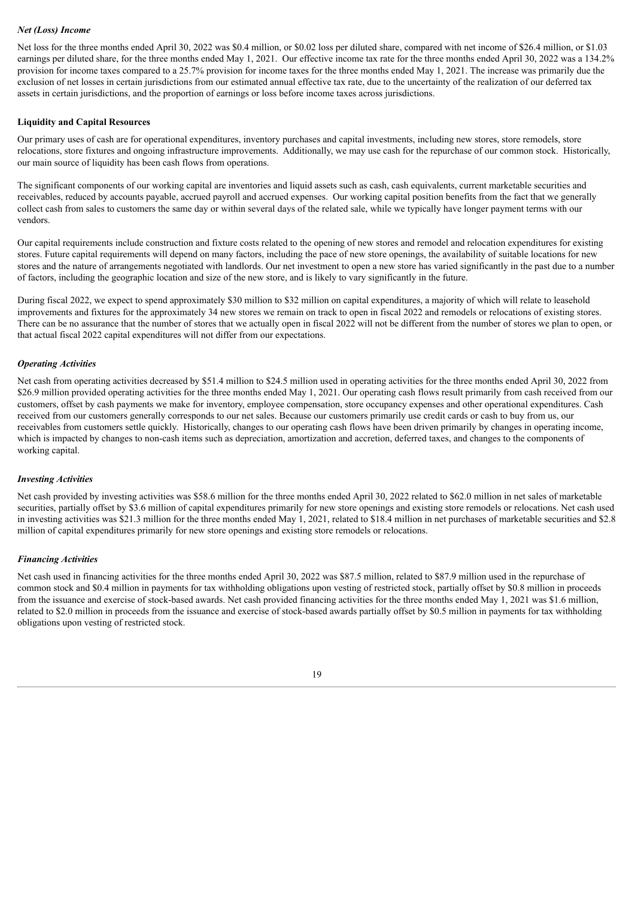### *Net (Loss) Income*

Net loss for the three months ended April 30, 2022 was $0.4 million, or $0.02 loss per diluted share, compared with net income of $26.4 million, or $1.03 earnings per diluted share, for the three months ended May 1, 2021. Our effective income tax rate for the three months ended April 30, 2022 was a 134.2% provision for income taxes compared to a 25.7% provision for income taxes for the three months ended May 1, 2021. The increase was primarily due the exclusion of net losses in certain jurisdictions from our estimated annual effective tax rate, due to the uncertainty of the realization of our deferred tax assets in certain jurisdictions, and the proportion of earnings or loss before income taxes across jurisdictions.

## Liquidity and Capital Resources

Our primary uses of cash are for operational expenditures, inventory purchases and capital investments, including new stores, store remodels, store relocations, store fixtures and ongoing infrastructure improvements. Additionally, we may use cash for the repurchase of our common stock. Historically, our main source of liquidity has been cash flows from operations.

The significant components of our working capital are inventories and liquid assets such as cash, cash equivalents, current marketable securities and receivables, reduced by accounts payable, accrued payroll and accrued expenses. Our working capital position benefits from the fact that we generally collect cash from sales to customers the same day or within several days of the related sale, while we typically have longer payment terms with our vendors.

Our capital requirements include construction and fixture costs related to the opening of new stores and remodel and relocation expenditures for existing stores. Future capital requirements will depend on many factors, including the pace of new store openings, the availability of suitable locations for new stores and the nature of arrangements negotiated with landlords. Our net investment to open a new store has varied significantly in the past due to a number of factors, including the geographic location and size of the new store, and is likely to vary significantly in the future.

During fiscal 2022, we expect to spend approximately $30 million to $32 million on capital expenditures, a majority of which will relate to leasehold improvements and fixtures for the approximately 34 new stores we remain on track to open in fiscal 2022 and remodels or relocations of existing stores. There can be no assurance that the number of stores that we actually open in fiscal 2022 will not be different from the number of stores we plan to open, or that actual fiscal 2022 capital expenditures will not differ from our expectations.

### *Operating Activities*

Net cash from operating activities decreased by $51.4 million to $24.5 million used in operating activities for the three months ended April 30, 2022 from $26.9 million provided operating activities for the three months ended May 1, 2021. Our operating cash flows result primarily from cash received from our customers, offset by cash payments we make for inventory, employee compensation, store occupancy expenses and other operational expenditures. Cash received from our customers generally corresponds to our net sales. Because our customers primarily use credit cards or cash to buy from us, our receivables from customers settle quickly. Historically, changes to our operating cash flows have been driven primarily by changes in operating income, which is impacted by changes to non-cash items such as depreciation, amortization and accretion, deferred taxes, and changes to the components of working capital.

### *Investing Activities*

Net cash provided by investing activities was $58.6 million for the three months ended April 30, 2022 related to $62.0 million in net sales of marketable securities, partially offset by $3.6 million of capital expenditures primarily for new store openings and existing store remodels or relocations. Net cash used in investing activities was $21.3 million for the three months ended May 1, 2021, related to $18.4 million in net purchases of marketable securities and $2.8 million of capital expenditures primarily for new store openings and existing store remodels or relocations.

### *Financing Activities*

Net cash used in financing activities for the three months ended April 30, 2022 was $87.5 million, related to $87.9 million used in the repurchase of common stock and $0.4 million in payments for tax withholding obligations upon vesting of restricted stock, partially offset by $0.8 million in proceeds from the issuance and exercise of stock-based awards. Net cash provided financing activities for the three months ended May 1, 2021 was $1.6 million, related to $2.0 million in proceeds from the issuance and exercise of stock-based awards partially offset by $0.5 million in payments for tax withholding obligations upon vesting of restricted stock.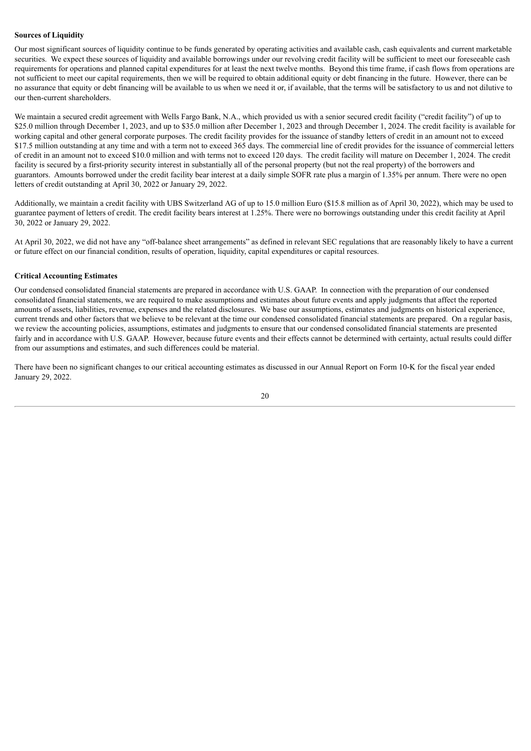**Sources of Liquidity**

Our most significant sources of liquidity continue to be funds generated by operating activities and available cash, cash equivalents and current marketable securities. We expect these sources of liquidity and available borrowings under our revolving credit facility will be sufficient to meet our foreseeable cash requirements for operations and planned capital expenditures for at least the next twelve months. Beyond this time frame, if cash flows from operations are not sufficient to meet our capital requirements, then we will be required to obtain additional equity or debt financing in the future. However, there can be no assurance that equity or debt financing will be available to us when we need it or, if available, that the terms will be satisfactory to us and not dilutive to our then-current shareholders.

We maintain a secured credit agreement with Wells Fargo Bank, N.A., which provided us with a senior secured credit facility ("credit facility") of up to $25.0 million through December 1, 2023, and up to $35.0 million after December 1, 2023 and through December 1, 2024. The credit facility is available for working capital and other general corporate purposes. The credit facility provides for the issuance of standby letters of credit in an amount not to exceed $17.5 million outstanding at any time and with a term not to exceed 365 days. The commercial line of credit provides for the issuance of commercial letters of credit in an amount not to exceed $10.0 million and with terms not to exceed 120 days. The credit facility will mature on December 1, 2024. The credit facility is secured by a first-priority security interest in substantially all of the personal property (but not the real property) of the borrowers and guarantors. Amounts borrowed under the credit facility bear interest at a daily simple SOFR rate plus a margin of 1.35% per annum. There were no open letters of credit outstanding at April 30, 2022 or January 29, 2022.

Additionally, we maintain a credit facility with UBS Switzerland AG of up to 15.0 million Euro ($15.8 million as of April 30, 2022), which may be used to guarantee payment of letters of credit. The credit facility bears interest at 1.25%. There were no borrowings outstanding under this credit facility at April 30, 2022 or January 29, 2022.

At April 30, 2022, we did not have any "off-balance sheet arrangements" as defined in relevant SEC regulations that are reasonably likely to have a current or future effect on our financial condition, results of operation, liquidity, capital expenditures or capital resources.

**Critical Accounting Estimates**

Our condensed consolidated financial statements are prepared in accordance with U.S. GAAP. In connection with the preparation of our condensed consolidated financial statements, we are required to make assumptions and estimates about future events and apply judgments that affect the reported amounts of assets, liabilities, revenue, expenses and the related disclosures. We base our assumptions, estimates and judgments on historical experience, current trends and other factors that we believe to be relevant at the time our condensed consolidated financial statements are prepared. On a regular basis, we review the accounting policies, assumptions, estimates and judgments to ensure that our condensed consolidated financial statements are presented fairly and in accordance with U.S. GAAP. However, because future events and their effects cannot be determined with certainty, actual results could differ from our assumptions and estimates, and such differences could be material.

There have been no significant changes to our critical accounting estimates as discussed in our Annual Report on Form 10-K for the fiscal year ended January 29, 2022.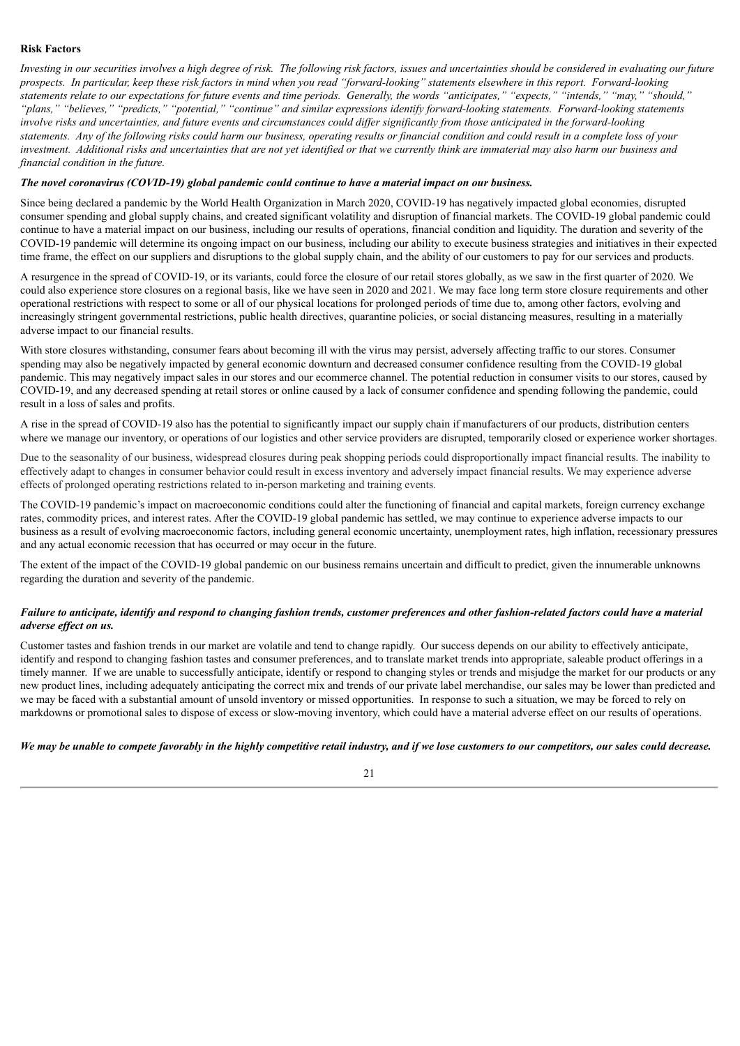**Risk Factors**

*Investing in our securities involves a high degree of risk. The following risk factors, issues and uncertainties should be considered in evaluating our future prospects. In particular, keep these risk factors in mind when you read "forward-looking" statements elsewhere in this report. Forward-looking statements relate to our expectations for future events and time periods. Generally, the words "anticipates," "expects," "intends," "may," "should," "plans," "believes," "predicts," "potential," "continue" and similar expressions identify forward-looking statements. Forward-looking statements involve risks and uncertainties, and future events and circumstances could differ significantly from those anticipated in the forward-looking statements. Any of the following risks could harm our business, operating results or financial condition and could result in a complete loss of your investment. Additional risks and uncertainties that are not yet identified or that we currently think are immaterial may also harm our business and financial condition in the future.*

***The novel coronavirus (COVID-19) global pandemic could continue to have a material impact on our business.***

Since being declared a pandemic by the World Health Organization in March 2020, COVID-19 has negatively impacted global economies, disrupted consumer spending and global supply chains, and created significant volatility and disruption of financial markets. The COVID-19 global pandemic could continue to have a material impact on our business, including our results of operations, financial condition and liquidity. The duration and severity of the COVID-19 pandemic will determine its ongoing impact on our business, including our ability to execute business strategies and initiatives in their expected time frame, the effect on our suppliers and disruptions to the global supply chain, and the ability of our customers to pay for our services and products.

A resurgence in the spread of COVID-19, or its variants, could force the closure of our retail stores globally, as we saw in the first quarter of 2020. We could also experience store closures on a regional basis, like we have seen in 2020 and 2021. We may face long term store closure requirements and other operational restrictions with respect to some or all of our physical locations for prolonged periods of time due to, among other factors, evolving and increasingly stringent governmental restrictions, public health directives, quarantine policies, or social distancing measures, resulting in a materially adverse impact to our financial results.

With store closures withstanding, consumer fears about becoming ill with the virus may persist, adversely affecting traffic to our stores. Consumer spending may also be negatively impacted by general economic downturn and decreased consumer confidence resulting from the COVID-19 global pandemic. This may negatively impact sales in our stores and our ecommerce channel. The potential reduction in consumer visits to our stores, caused by COVID-19, and any decreased spending at retail stores or online caused by a lack of consumer confidence and spending following the pandemic, could result in a loss of sales and profits.

A rise in the spread of COVID-19 also has the potential to significantly impact our supply chain if manufacturers of our products, distribution centers where we manage our inventory, or operations of our logistics and other service providers are disrupted, temporarily closed or experience worker shortages.

Due to the seasonality of our business, widespread closures during peak shopping periods could disproportionally impact financial results. The inability to effectively adapt to changes in consumer behavior could result in excess inventory and adversely impact financial results. We may experience adverse effects of prolonged operating restrictions related to in-person marketing and training events.

The COVID-19 pandemic's impact on macroeconomic conditions could alter the functioning of financial and capital markets, foreign currency exchange rates, commodity prices, and interest rates. After the COVID-19 global pandemic has settled, we may continue to experience adverse impacts to our business as a result of evolving macroeconomic factors, including general economic uncertainty, unemployment rates, high inflation, recessionary pressures and any actual economic recession that has occurred or may occur in the future.

The extent of the impact of the COVID-19 global pandemic on our business remains uncertain and difficult to predict, given the innumerable unknowns regarding the duration and severity of the pandemic.

***Failure to anticipate, identify and respond to changing fashion trends, customer preferences and other fashion-related factors could have a material adverse effect on us.***

Customer tastes and fashion trends in our market are volatile and tend to change rapidly. Our success depends on our ability to effectively anticipate, identify and respond to changing fashion tastes and consumer preferences, and to translate market trends into appropriate, saleable product offerings in a timely manner. If we are unable to successfully anticipate, identify or respond to changing styles or trends and misjudge the market for our products or any new product lines, including adequately anticipating the correct mix and trends of our private label merchandise, our sales may be lower than predicted and we may be faced with a substantial amount of unsold inventory or missed opportunities. In response to such a situation, we may be forced to rely on markdowns or promotional sales to dispose of excess or slow-moving inventory, which could have a material adverse effect on our results of operations.

***We may be unable to compete favorably in the highly competitive retail industry, and if we lose customers to our competitors, our sales could decrease.***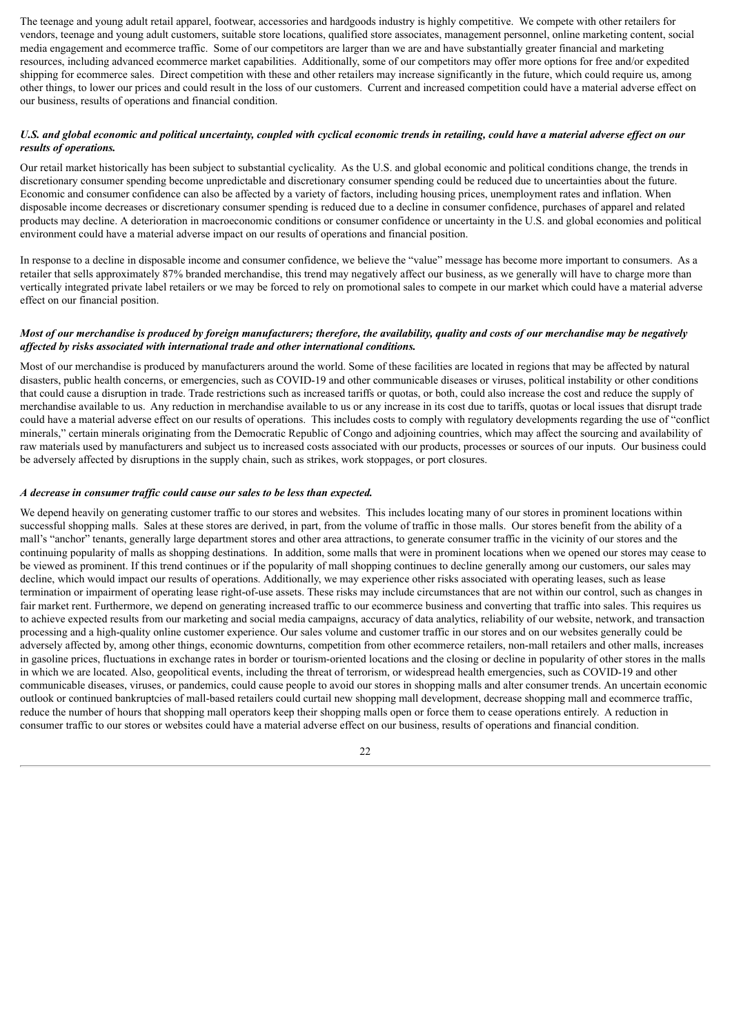The teenage and young adult retail apparel, footwear, accessories and hardgoods industry is highly competitive. We compete with other retailers for vendors, teenage and young adult customers, suitable store locations, qualified store associates, management personnel, online marketing content, social media engagement and ecommerce traffic. Some of our competitors are larger than we are and have substantially greater financial and marketing resources, including advanced ecommerce market capabilities. Additionally, some of our competitors may offer more options for free and/or expedited shipping for ecommerce sales. Direct competition with these and other retailers may increase significantly in the future, which could require us, among other things, to lower our prices and could result in the loss of our customers. Current and increased competition could have a material adverse effect on our business, results of operations and financial condition.

***U.S. and global economic and political uncertainty, coupled with cyclical economic trends in retailing, could have a material adverse effect on our results of operations.***

Our retail market historically has been subject to substantial cyclicality. As the U.S. and global economic and political conditions change, the trends in discretionary consumer spending become unpredictable and discretionary consumer spending could be reduced due to uncertainties about the future. Economic and consumer confidence can also be affected by a variety of factors, including housing prices, unemployment rates and inflation. When disposable income decreases or discretionary consumer spending is reduced due to a decline in consumer confidence, purchases of apparel and related products may decline. A deterioration in macroeconomic conditions or consumer confidence or uncertainty in the U.S. and global economies and political environment could have a material adverse impact on our results of operations and financial position.

In response to a decline in disposable income and consumer confidence, we believe the "value" message has become more important to consumers. As a retailer that sells approximately 87% branded merchandise, this trend may negatively affect our business, as we generally will have to charge more than vertically integrated private label retailers or we may be forced to rely on promotional sales to compete in our market which could have a material adverse effect on our financial position.

***Most of our merchandise is produced by foreign manufacturers; therefore, the availability, quality and costs of our merchandise may be negatively affected by risks associated with international trade and other international conditions.***

Most of our merchandise is produced by manufacturers around the world. Some of these facilities are located in regions that may be affected by natural disasters, public health concerns, or emergencies, such as COVID-19 and other communicable diseases or viruses, political instability or other conditions that could cause a disruption in trade. Trade restrictions such as increased tariffs or quotas, or both, could also increase the cost and reduce the supply of merchandise available to us. Any reduction in merchandise available to us or any increase in its cost due to tariffs, quotas or local issues that disrupt trade could have a material adverse effect on our results of operations. This includes costs to comply with regulatory developments regarding the use of "conflict minerals," certain minerals originating from the Democratic Republic of Congo and adjoining countries, which may affect the sourcing and availability of raw materials used by manufacturers and subject us to increased costs associated with our products, processes or sources of our inputs. Our business could be adversely affected by disruptions in the supply chain, such as strikes, work stoppages, or port closures.

***A decrease in consumer traffic could cause our sales to be less than expected.***

We depend heavily on generating customer traffic to our stores and websites. This includes locating many of our stores in prominent locations within successful shopping malls. Sales at these stores are derived, in part, from the volume of traffic in those malls. Our stores benefit from the ability of a mall's "anchor" tenants, generally large department stores and other area attractions, to generate consumer traffic in the vicinity of our stores and the continuing popularity of malls as shopping destinations. In addition, some malls that were in prominent locations when we opened our stores may cease to be viewed as prominent. If this trend continues or if the popularity of mall shopping continues to decline generally among our customers, our sales may decline, which would impact our results of operations. Additionally, we may experience other risks associated with operating leases, such as lease termination or impairment of operating lease right-of-use assets. These risks may include circumstances that are not within our control, such as changes in fair market rent. Furthermore, we depend on generating increased traffic to our ecommerce business and converting that traffic into sales. This requires us to achieve expected results from our marketing and social media campaigns, accuracy of data analytics, reliability of our website, network, and transaction processing and a high-quality online customer experience. Our sales volume and customer traffic in our stores and on our websites generally could be adversely affected by, among other things, economic downturns, competition from other ecommerce retailers, non-mall retailers and other malls, increases in gasoline prices, fluctuations in exchange rates in border or tourism-oriented locations and the closing or decline in popularity of other stores in the malls in which we are located. Also, geopolitical events, including the threat of terrorism, or widespread health emergencies, such as COVID-19 and other communicable diseases, viruses, or pandemics, could cause people to avoid our stores in shopping malls and alter consumer trends. An uncertain economic outlook or continued bankruptcies of mall-based retailers could curtail new shopping mall development, decrease shopping mall and ecommerce traffic, reduce the number of hours that shopping mall operators keep their shopping malls open or force them to cease operations entirely. A reduction in consumer traffic to our stores or websites could have a material adverse effect on our business, results of operations and financial condition.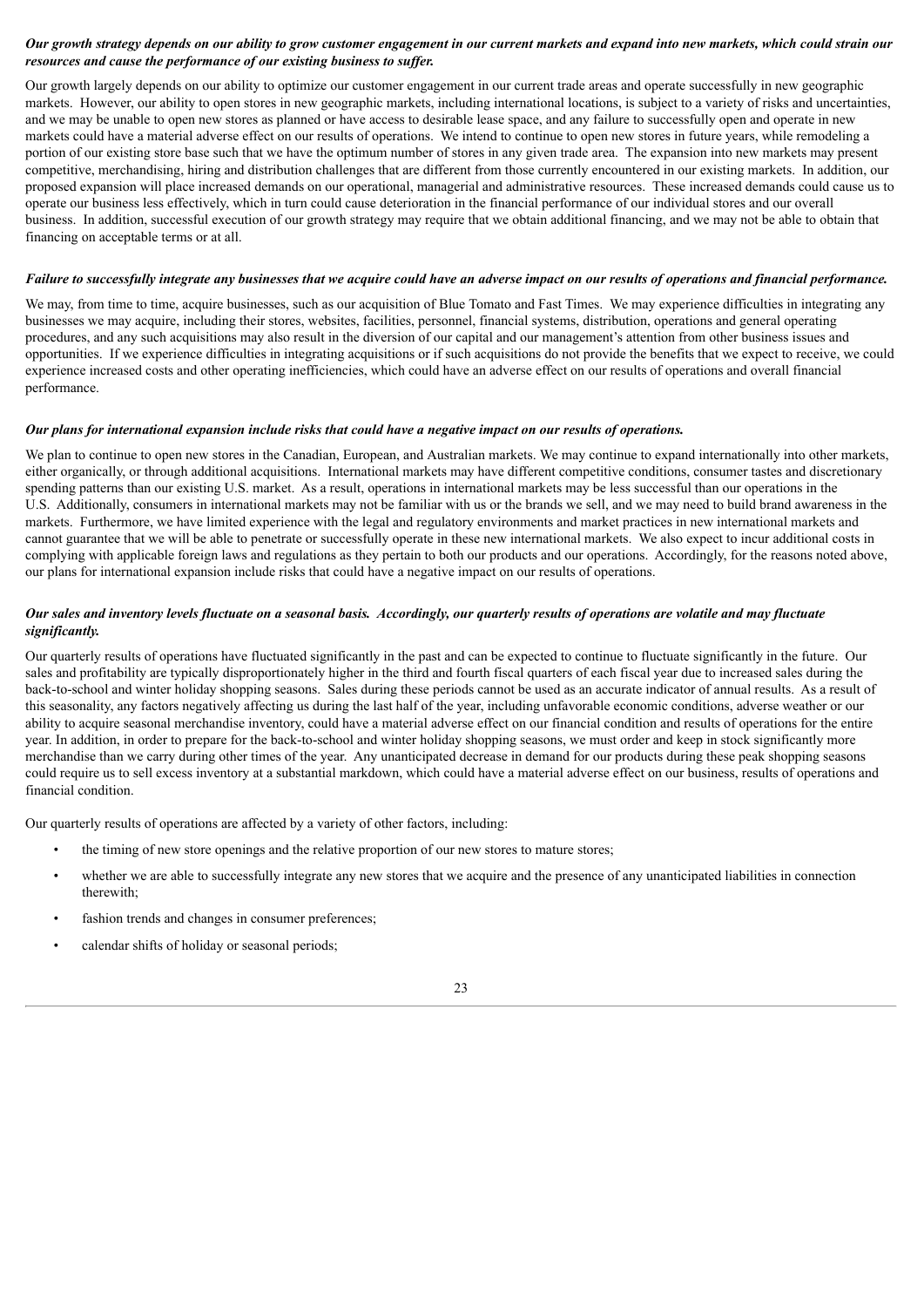***Our growth strategy depends on our ability to grow customer engagement in our current markets and expand into new markets, which could strain our resources and cause the performance of our existing business to suffer.***

Our growth largely depends on our ability to optimize our customer engagement in our current trade areas and operate successfully in new geographic markets. However, our ability to open stores in new geographic markets, including international locations, is subject to a variety of risks and uncertainties, and we may be unable to open new stores as planned or have access to desirable lease space, and any failure to successfully open and operate in new markets could have a material adverse effect on our results of operations. We intend to continue to open new stores in future years, while remodeling a portion of our existing store base such that we have the optimum number of stores in any given trade area. The expansion into new markets may present competitive, merchandising, hiring and distribution challenges that are different from those currently encountered in our existing markets. In addition, our proposed expansion will place increased demands on our operational, managerial and administrative resources. These increased demands could cause us to operate our business less effectively, which in turn could cause deterioration in the financial performance of our individual stores and our overall business. In addition, successful execution of our growth strategy may require that we obtain additional financing, and we may not be able to obtain that financing on acceptable terms or at all.

***Failure to successfully integrate any businesses that we acquire could have an adverse impact on our results of operations and financial performance.***

We may, from time to time, acquire businesses, such as our acquisition of Blue Tomato and Fast Times. We may experience difficulties in integrating any businesses we may acquire, including their stores, websites, facilities, personnel, financial systems, distribution, operations and general operating procedures, and any such acquisitions may also result in the diversion of our capital and our management's attention from other business issues and opportunities. If we experience difficulties in integrating acquisitions or if such acquisitions do not provide the benefits that we expect to receive, we could experience increased costs and other operating inefficiencies, which could have an adverse effect on our results of operations and overall financial performance.

***Our plans for international expansion include risks that could have a negative impact on our results of operations.***

We plan to continue to open new stores in the Canadian, European, and Australian markets. We may continue to expand internationally into other markets, either organically, or through additional acquisitions. International markets may have different competitive conditions, consumer tastes and discretionary spending patterns than our existing U.S. market. As a result, operations in international markets may be less successful than our operations in the U.S. Additionally, consumers in international markets may not be familiar with us or the brands we sell, and we may need to build brand awareness in the markets. Furthermore, we have limited experience with the legal and regulatory environments and market practices in new international markets and cannot guarantee that we will be able to penetrate or successfully operate in these new international markets. We also expect to incur additional costs in complying with applicable foreign laws and regulations as they pertain to both our products and our operations. Accordingly, for the reasons noted above, our plans for international expansion include risks that could have a negative impact on our results of operations.

***Our sales and inventory levels fluctuate on a seasonal basis. Accordingly, our quarterly results of operations are volatile and may fluctuate significantly.***

Our quarterly results of operations have fluctuated significantly in the past and can be expected to continue to fluctuate significantly in the future. Our sales and profitability are typically disproportionately higher in the third and fourth fiscal quarters of each fiscal year due to increased sales during the back-to-school and winter holiday shopping seasons. Sales during these periods cannot be used as an accurate indicator of annual results. As a result of this seasonality, any factors negatively affecting us during the last half of the year, including unfavorable economic conditions, adverse weather or our ability to acquire seasonal merchandise inventory, could have a material adverse effect on our financial condition and results of operations for the entire year. In addition, in order to prepare for the back-to-school and winter holiday shopping seasons, we must order and keep in stock significantly more merchandise than we carry during other times of the year. Any unanticipated decrease in demand for our products during these peak shopping seasons could require us to sell excess inventory at a substantial markdown, which could have a material adverse effect on our business, results of operations and financial condition.

Our quarterly results of operations are affected by a variety of other factors, including:

- the timing of new store openings and the relative proportion of our new stores to mature stores;
- whether we are able to successfully integrate any new stores that we acquire and the presence of any unanticipated liabilities in connection therewith;
- fashion trends and changes in consumer preferences;
- calendar shifts of holiday or seasonal periods;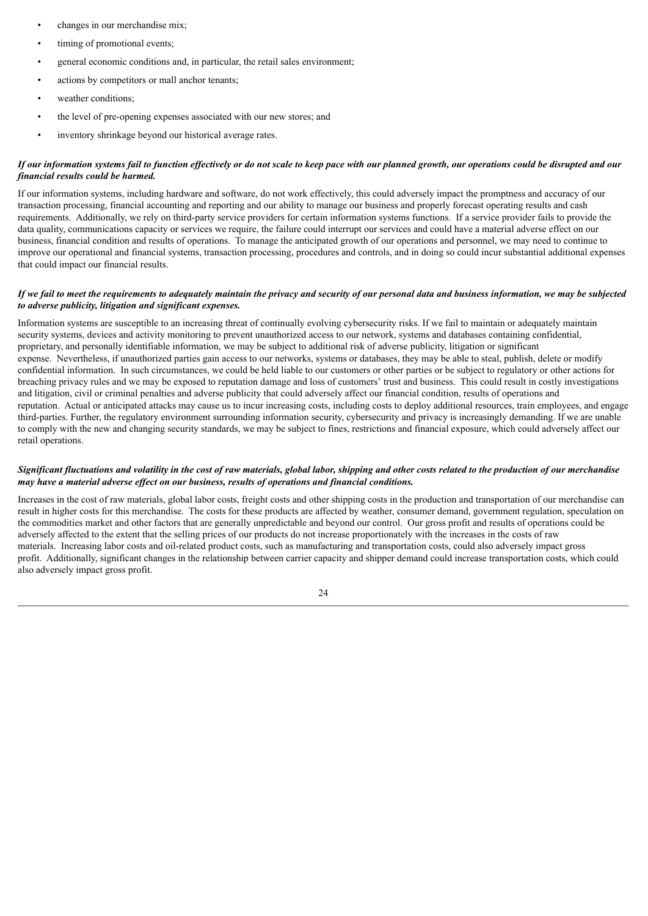- changes in our merchandise mix;
- timing of promotional events;
- general economic conditions and, in particular, the retail sales environment;
- actions by competitors or mall anchor tenants;
- weather conditions;
- the level of pre-opening expenses associated with our new stores; and
- inventory shrinkage beyond our historical average rates.

***If our information systems fail to function effectively or do not scale to keep pace with our planned growth, our operations could be disrupted and our financial results could be harmed.***

If our information systems, including hardware and software, do not work effectively, this could adversely impact the promptness and accuracy of our transaction processing, financial accounting and reporting and our ability to manage our business and properly forecast operating results and cash requirements. Additionally, we rely on third-party service providers for certain information systems functions. If a service provider fails to provide the data quality, communications capacity or services we require, the failure could interrupt our services and could have a material adverse effect on our business, financial condition and results of operations. To manage the anticipated growth of our operations and personnel, we may need to continue to improve our operational and financial systems, transaction processing, procedures and controls, and in doing so could incur substantial additional expenses that could impact our financial results.

***If we fail to meet the requirements to adequately maintain the privacy and security of our personal data and business information, we may be subjected to adverse publicity, litigation and significant expenses.***

Information systems are susceptible to an increasing threat of continually evolving cybersecurity risks. If we fail to maintain or adequately maintain security systems, devices and activity monitoring to prevent unauthorized access to our network, systems and databases containing confidential, proprietary, and personally identifiable information, we may be subject to additional risk of adverse publicity, litigation or significant expense. Nevertheless, if unauthorized parties gain access to our networks, systems or databases, they may be able to steal, publish, delete or modify confidential information. In such circumstances, we could be held liable to our customers or other parties or be subject to regulatory or other actions for breaching privacy rules and we may be exposed to reputation damage and loss of customers' trust and business. This could result in costly investigations and litigation, civil or criminal penalties and adverse publicity that could adversely affect our financial condition, results of operations and reputation. Actual or anticipated attacks may cause us to incur increasing costs, including costs to deploy additional resources, train employees, and engage third-parties. Further, the regulatory environment surrounding information security, cybersecurity and privacy is increasingly demanding. If we are unable to comply with the new and changing security standards, we may be subject to fines, restrictions and financial exposure, which could adversely affect our retail operations.

***Significant fluctuations and volatility in the cost of raw materials, global labor, shipping and other costs related to the production of our merchandise may have a material adverse effect on our business, results of operations and financial conditions.***

Increases in the cost of raw materials, global labor costs, freight costs and other shipping costs in the production and transportation of our merchandise can result in higher costs for this merchandise. The costs for these products are affected by weather, consumer demand, government regulation, speculation on the commodities market and other factors that are generally unpredictable and beyond our control. Our gross profit and results of operations could be adversely affected to the extent that the selling prices of our products do not increase proportionately with the increases in the costs of raw materials. Increasing labor costs and oil-related product costs, such as manufacturing and transportation costs, could also adversely impact gross profit. Additionally, significant changes in the relationship between carrier capacity and shipper demand could increase transportation costs, which could also adversely impact gross profit.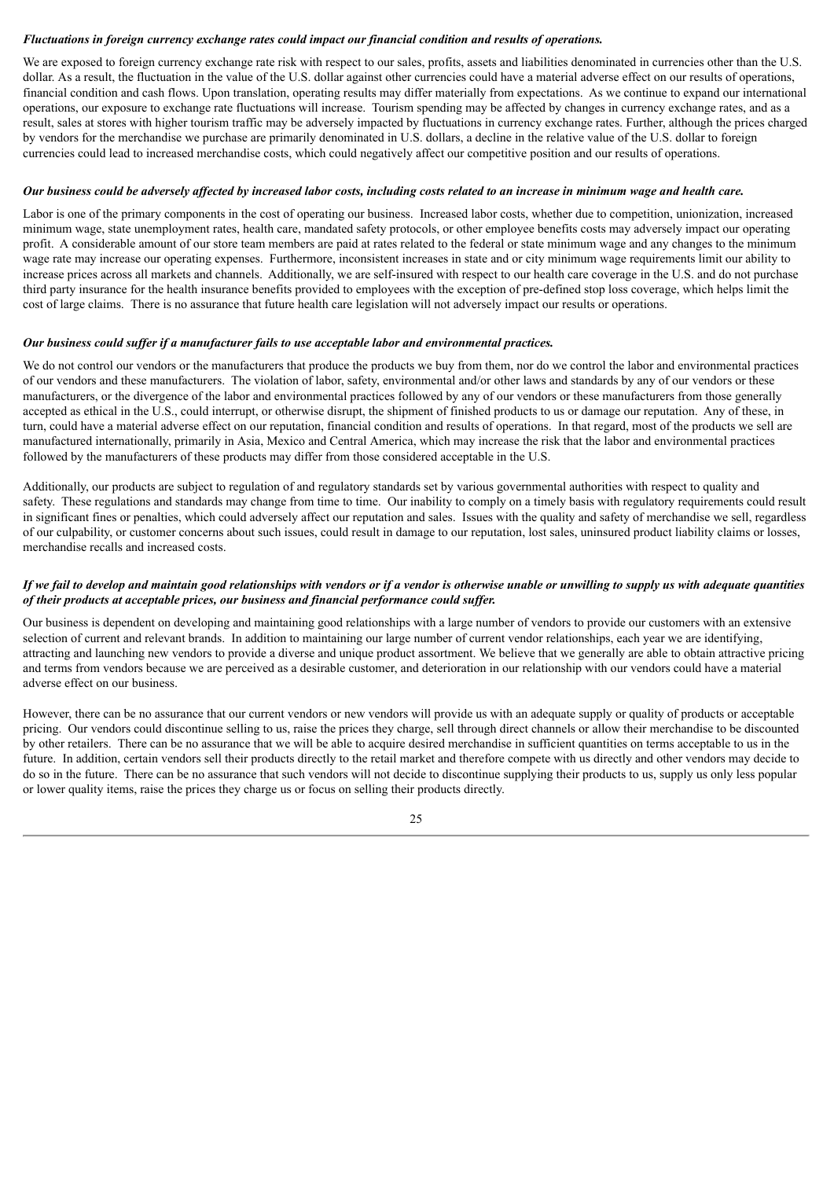***Fluctuations in foreign currency exchange rates could impact our financial condition and results of operations.***

We are exposed to foreign currency exchange rate risk with respect to our sales, profits, assets and liabilities denominated in currencies other than the U.S. dollar. As a result, the fluctuation in the value of the U.S. dollar against other currencies could have a material adverse effect on our results of operations, financial condition and cash flows. Upon translation, operating results may differ materially from expectations. As we continue to expand our international operations, our exposure to exchange rate fluctuations will increase. Tourism spending may be affected by changes in currency exchange rates, and as a result, sales at stores with higher tourism traffic may be adversely impacted by fluctuations in currency exchange rates. Further, although the prices charged by vendors for the merchandise we purchase are primarily denominated in U.S. dollars, a decline in the relative value of the U.S. dollar to foreign currencies could lead to increased merchandise costs, which could negatively affect our competitive position and our results of operations.

***Our business could be adversely affected by increased labor costs, including costs related to an increase in minimum wage and health care.***

Labor is one of the primary components in the cost of operating our business. Increased labor costs, whether due to competition, unionization, increased minimum wage, state unemployment rates, health care, mandated safety protocols, or other employee benefits costs may adversely impact our operating profit. A considerable amount of our store team members are paid at rates related to the federal or state minimum wage and any changes to the minimum wage rate may increase our operating expenses. Furthermore, inconsistent increases in state and or city minimum wage requirements limit our ability to increase prices across all markets and channels. Additionally, we are self-insured with respect to our health care coverage in the U.S. and do not purchase third party insurance for the health insurance benefits provided to employees with the exception of pre-defined stop loss coverage, which helps limit the cost of large claims. There is no assurance that future health care legislation will not adversely impact our results or operations.

***Our business could suffer if a manufacturer fails to use acceptable labor and environmental practices.***

We do not control our vendors or the manufacturers that produce the products we buy from them, nor do we control the labor and environmental practices of our vendors and these manufacturers. The violation of labor, safety, environmental and/or other laws and standards by any of our vendors or these manufacturers, or the divergence of the labor and environmental practices followed by any of our vendors or these manufacturers from those generally accepted as ethical in the U.S., could interrupt, or otherwise disrupt, the shipment of finished products to us or damage our reputation. Any of these, in turn, could have a material adverse effect on our reputation, financial condition and results of operations. In that regard, most of the products we sell are manufactured internationally, primarily in Asia, Mexico and Central America, which may increase the risk that the labor and environmental practices followed by the manufacturers of these products may differ from those considered acceptable in the U.S.

Additionally, our products are subject to regulation of and regulatory standards set by various governmental authorities with respect to quality and safety. These regulations and standards may change from time to time. Our inability to comply on a timely basis with regulatory requirements could result in significant fines or penalties, which could adversely affect our reputation and sales. Issues with the quality and safety of merchandise we sell, regardless of our culpability, or customer concerns about such issues, could result in damage to our reputation, lost sales, uninsured product liability claims or losses, merchandise recalls and increased costs.

***If we fail to develop and maintain good relationships with vendors or if a vendor is otherwise unable or unwilling to supply us with adequate quantities of their products at acceptable prices, our business and financial performance could suffer.***

Our business is dependent on developing and maintaining good relationships with a large number of vendors to provide our customers with an extensive selection of current and relevant brands. In addition to maintaining our large number of current vendor relationships, each year we are identifying, attracting and launching new vendors to provide a diverse and unique product assortment. We believe that we generally are able to obtain attractive pricing and terms from vendors because we are perceived as a desirable customer, and deterioration in our relationship with our vendors could have a material adverse effect on our business.

However, there can be no assurance that our current vendors or new vendors will provide us with an adequate supply or quality of products or acceptable pricing. Our vendors could discontinue selling to us, raise the prices they charge, sell through direct channels or allow their merchandise to be discounted by other retailers. There can be no assurance that we will be able to acquire desired merchandise in sufficient quantities on terms acceptable to us in the future. In addition, certain vendors sell their products directly to the retail market and therefore compete with us directly and other vendors may decide to do so in the future. There can be no assurance that such vendors will not decide to discontinue supplying their products to us, supply us only less popular or lower quality items, raise the prices they charge us or focus on selling their products directly.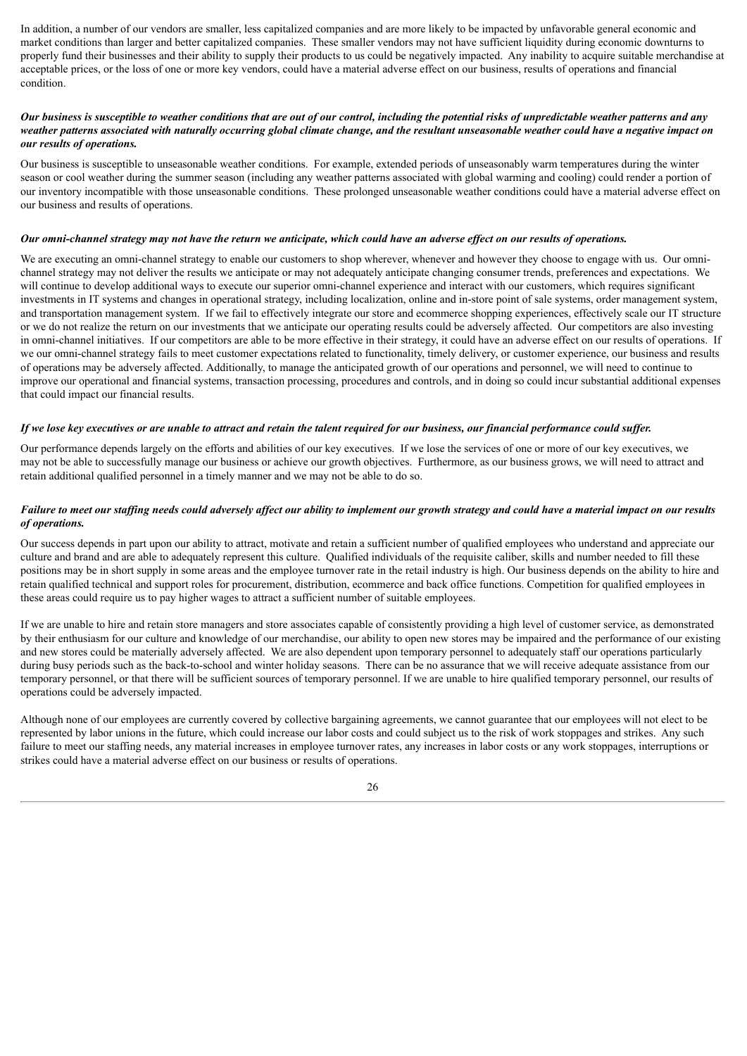In addition, a number of our vendors are smaller, less capitalized companies and are more likely to be impacted by unfavorable general economic and market conditions than larger and better capitalized companies. These smaller vendors may not have sufficient liquidity during economic downturns to properly fund their businesses and their ability to supply their products to us could be negatively impacted. Any inability to acquire suitable merchandise at acceptable prices, or the loss of one or more key vendors, could have a material adverse effect on our business, results of operations and financial condition.

***Our business is susceptible to weather conditions that are out of our control, including the potential risks of unpredictable weather patterns and any weather patterns associated with naturally occurring global climate change, and the resultant unseasonable weather could have a negative impact on our results of operations.***

Our business is susceptible to unseasonable weather conditions. For example, extended periods of unseasonably warm temperatures during the winter season or cool weather during the summer season (including any weather patterns associated with global warming and cooling) could render a portion of our inventory incompatible with those unseasonable conditions. These prolonged unseasonable weather conditions could have a material adverse effect on our business and results of operations.

***Our omni-channel strategy may not have the return we anticipate, which could have an adverse effect on our results of operations.***

We are executing an omni-channel strategy to enable our customers to shop wherever, whenever and however they choose to engage with us. Our omni-channel strategy may not deliver the results we anticipate or may not adequately anticipate changing consumer trends, preferences and expectations. We will continue to develop additional ways to execute our superior omni-channel experience and interact with our customers, which requires significant investments in IT systems and changes in operational strategy, including localization, online and in-store point of sale systems, order management system, and transportation management system. If we fail to effectively integrate our store and ecommerce shopping experiences, effectively scale our IT structure or we do not realize the return on our investments that we anticipate our operating results could be adversely affected. Our competitors are also investing in omni-channel initiatives. If our competitors are able to be more effective in their strategy, it could have an adverse effect on our results of operations. If we our omni-channel strategy fails to meet customer expectations related to functionality, timely delivery, or customer experience, our business and results of operations may be adversely affected. Additionally, to manage the anticipated growth of our operations and personnel, we will need to continue to improve our operational and financial systems, transaction processing, procedures and controls, and in doing so could incur substantial additional expenses that could impact our financial results.

***If we lose key executives or are unable to attract and retain the talent required for our business, our financial performance could suffer.***

Our performance depends largely on the efforts and abilities of our key executives. If we lose the services of one or more of our key executives, we may not be able to successfully manage our business or achieve our growth objectives. Furthermore, as our business grows, we will need to attract and retain additional qualified personnel in a timely manner and we may not be able to do so.

***Failure to meet our staffing needs could adversely affect our ability to implement our growth strategy and could have a material impact on our results of operations.***

Our success depends in part upon our ability to attract, motivate and retain a sufficient number of qualified employees who understand and appreciate our culture and brand and are able to adequately represent this culture. Qualified individuals of the requisite caliber, skills and number needed to fill these positions may be in short supply in some areas and the employee turnover rate in the retail industry is high. Our business depends on the ability to hire and retain qualified technical and support roles for procurement, distribution, ecommerce and back office functions. Competition for qualified employees in these areas could require us to pay higher wages to attract a sufficient number of suitable employees.

If we are unable to hire and retain store managers and store associates capable of consistently providing a high level of customer service, as demonstrated by their enthusiasm for our culture and knowledge of our merchandise, our ability to open new stores may be impaired and the performance of our existing and new stores could be materially adversely affected. We are also dependent upon temporary personnel to adequately staff our operations particularly during busy periods such as the back-to-school and winter holiday seasons. There can be no assurance that we will receive adequate assistance from our temporary personnel, or that there will be sufficient sources of temporary personnel. If we are unable to hire qualified temporary personnel, our results of operations could be adversely impacted.

Although none of our employees are currently covered by collective bargaining agreements, we cannot guarantee that our employees will not elect to be represented by labor unions in the future, which could increase our labor costs and could subject us to the risk of work stoppages and strikes. Any such failure to meet our staffing needs, any material increases in employee turnover rates, any increases in labor costs or any work stoppages, interruptions or strikes could have a material adverse effect on our business or results of operations.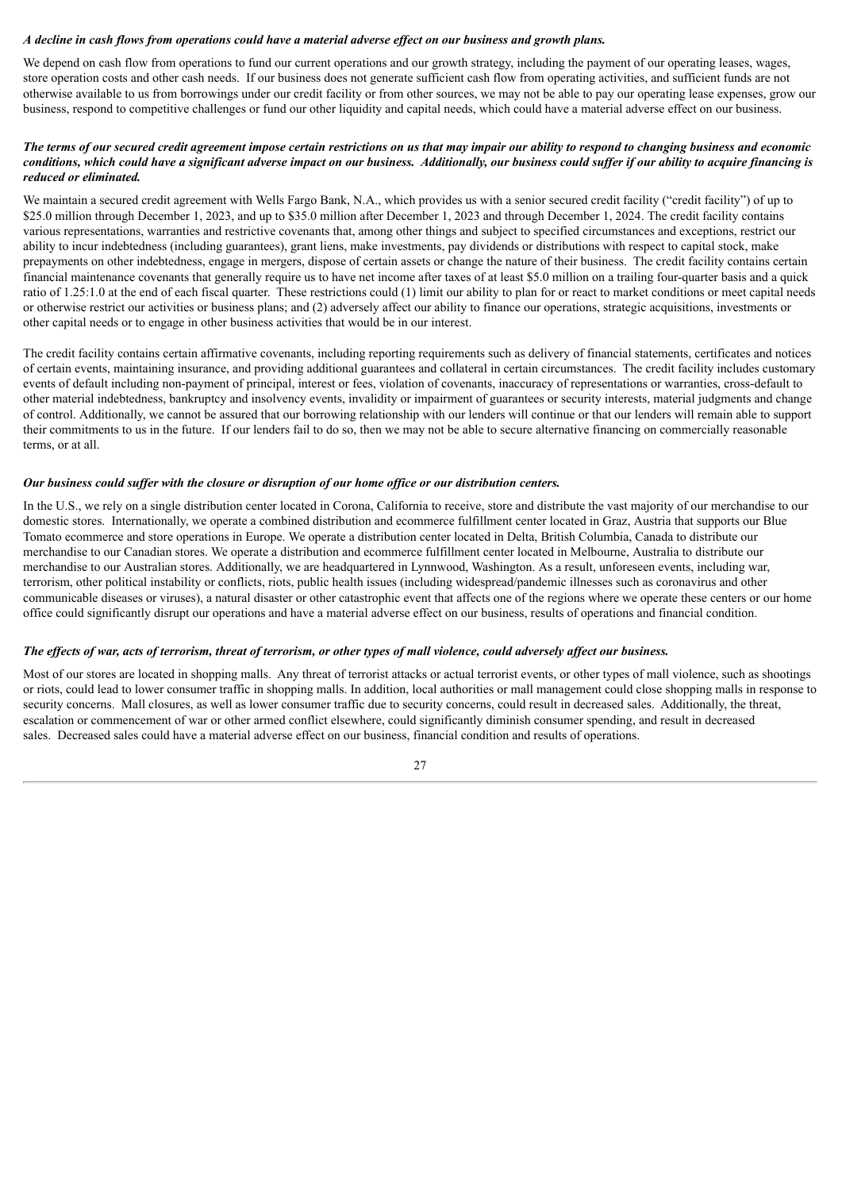***A decline in cash flows from operations could have a material adverse effect on our business and growth plans.***

We depend on cash flow from operations to fund our current operations and our growth strategy, including the payment of our operating leases, wages, store operation costs and other cash needs. If our business does not generate sufficient cash flow from operating activities, and sufficient funds are not otherwise available to us from borrowings under our credit facility or from other sources, we may not be able to pay our operating lease expenses, grow our business, respond to competitive challenges or fund our other liquidity and capital needs, which could have a material adverse effect on our business.

***The terms of our secured credit agreement impose certain restrictions on us that may impair our ability to respond to changing business and economic conditions, which could have a significant adverse impact on our business. Additionally, our business could suffer if our ability to acquire financing is reduced or eliminated.***

We maintain a secured credit agreement with Wells Fargo Bank, N.A., which provides us with a senior secured credit facility ("credit facility") of up to $25.0 million through December 1, 2023, and up to $35.0 million after December 1, 2023 and through December 1, 2024. The credit facility contains various representations, warranties and restrictive covenants that, among other things and subject to specified circumstances and exceptions, restrict our ability to incur indebtedness (including guarantees), grant liens, make investments, pay dividends or distributions with respect to capital stock, make prepayments on other indebtedness, engage in mergers, dispose of certain assets or change the nature of their business. The credit facility contains certain financial maintenance covenants that generally require us to have net income after taxes of at least $5.0 million on a trailing four-quarter basis and a quick ratio of 1.25:1.0 at the end of each fiscal quarter. These restrictions could (1) limit our ability to plan for or react to market conditions or meet capital needs or otherwise restrict our activities or business plans; and (2) adversely affect our ability to finance our operations, strategic acquisitions, investments or other capital needs or to engage in other business activities that would be in our interest.

The credit facility contains certain affirmative covenants, including reporting requirements such as delivery of financial statements, certificates and notices of certain events, maintaining insurance, and providing additional guarantees and collateral in certain circumstances. The credit facility includes customary events of default including non-payment of principal, interest or fees, violation of covenants, inaccuracy of representations or warranties, cross-default to other material indebtedness, bankruptcy and insolvency events, invalidity or impairment of guarantees or security interests, material judgments and change of control. Additionally, we cannot be assured that our borrowing relationship with our lenders will continue or that our lenders will remain able to support their commitments to us in the future. If our lenders fail to do so, then we may not be able to secure alternative financing on commercially reasonable terms, or at all.

***Our business could suffer with the closure or disruption of our home office or our distribution centers.***

In the U.S., we rely on a single distribution center located in Corona, California to receive, store and distribute the vast majority of our merchandise to our domestic stores. Internationally, we operate a combined distribution and ecommerce fulfillment center located in Graz, Austria that supports our Blue Tomato ecommerce and store operations in Europe. We operate a distribution center located in Delta, British Columbia, Canada to distribute our merchandise to our Canadian stores. We operate a distribution and ecommerce fulfillment center located in Melbourne, Australia to distribute our merchandise to our Australian stores. Additionally, we are headquartered in Lynnwood, Washington. As a result, unforeseen events, including war, terrorism, other political instability or conflicts, riots, public health issues (including widespread/pandemic illnesses such as coronavirus and other communicable diseases or viruses), a natural disaster or other catastrophic event that affects one of the regions where we operate these centers or our home office could significantly disrupt our operations and have a material adverse effect on our business, results of operations and financial condition.

***The effects of war, acts of terrorism, threat of terrorism, or other types of mall violence, could adversely affect our business.***

Most of our stores are located in shopping malls. Any threat of terrorist attacks or actual terrorist events, or other types of mall violence, such as shootings or riots, could lead to lower consumer traffic in shopping malls. In addition, local authorities or mall management could close shopping malls in response to security concerns. Mall closures, as well as lower consumer traffic due to security concerns, could result in decreased sales. Additionally, the threat, escalation or commencement of war or other armed conflict elsewhere, could significantly diminish consumer spending, and result in decreased sales. Decreased sales could have a material adverse effect on our business, financial condition and results of operations.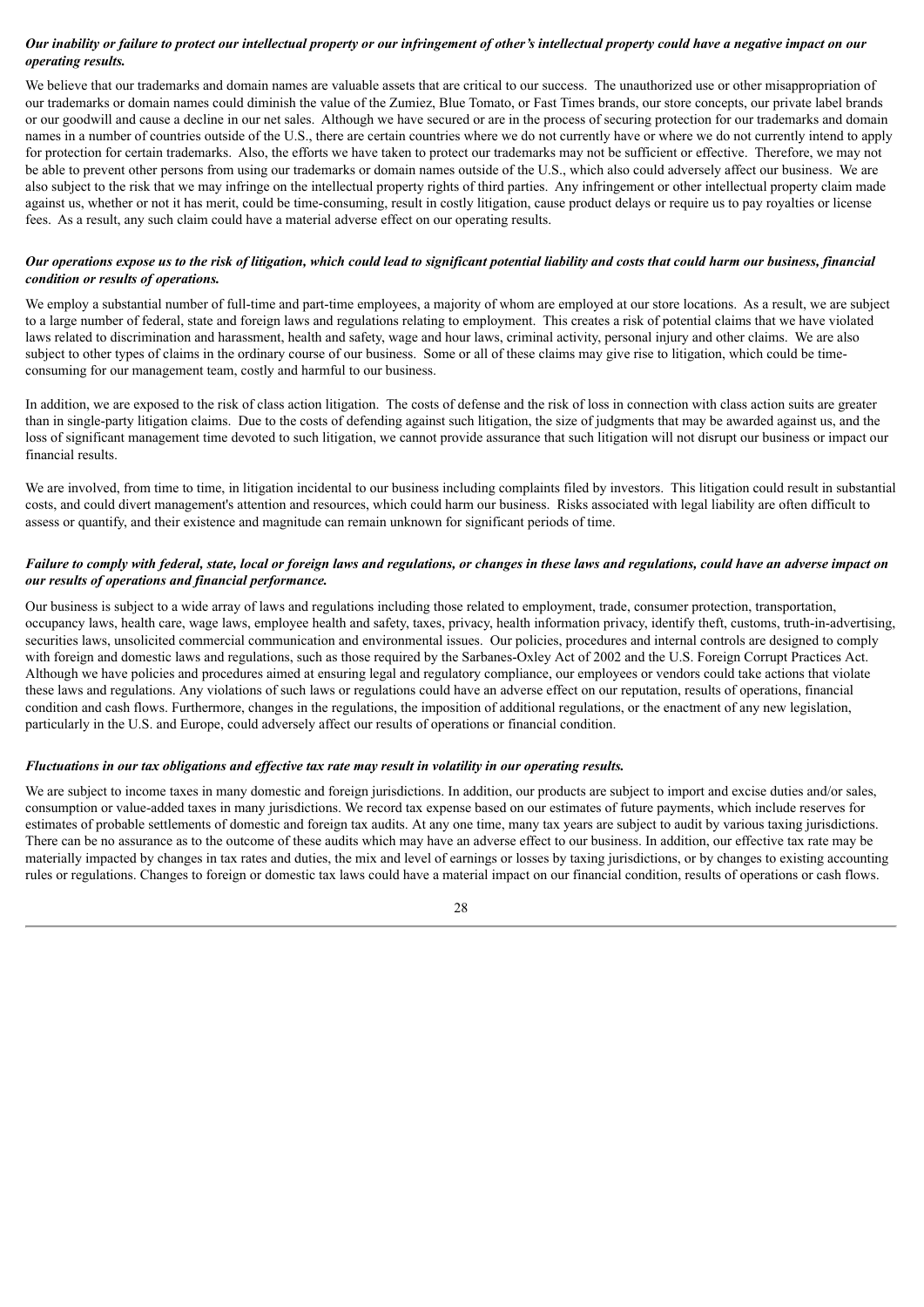***Our inability or failure to protect our intellectual property or our infringement of other's intellectual property could have a negative impact on our operating results.***

We believe that our trademarks and domain names are valuable assets that are critical to our success. The unauthorized use or other misappropriation of our trademarks or domain names could diminish the value of the Zumiez, Blue Tomato, or Fast Times brands, our store concepts, our private label brands or our goodwill and cause a decline in our net sales. Although we have secured or are in the process of securing protection for our trademarks and domain names in a number of countries outside of the U.S., there are certain countries where we do not currently have or where we do not currently intend to apply for protection for certain trademarks. Also, the efforts we have taken to protect our trademarks may not be sufficient or effective. Therefore, we may not be able to prevent other persons from using our trademarks or domain names outside of the U.S., which also could adversely affect our business. We are also subject to the risk that we may infringe on the intellectual property rights of third parties. Any infringement or other intellectual property claim made against us, whether or not it has merit, could be time-consuming, result in costly litigation, cause product delays or require us to pay royalties or license fees. As a result, any such claim could have a material adverse effect on our operating results.

***Our operations expose us to the risk of litigation, which could lead to significant potential liability and costs that could harm our business, financial condition or results of operations.***

We employ a substantial number of full-time and part-time employees, a majority of whom are employed at our store locations. As a result, we are subject to a large number of federal, state and foreign laws and regulations relating to employment. This creates a risk of potential claims that we have violated laws related to discrimination and harassment, health and safety, wage and hour laws, criminal activity, personal injury and other claims. We are also subject to other types of claims in the ordinary course of our business. Some or all of these claims may give rise to litigation, which could be time-consuming for our management team, costly and harmful to our business.

In addition, we are exposed to the risk of class action litigation. The costs of defense and the risk of loss in connection with class action suits are greater than in single-party litigation claims. Due to the costs of defending against such litigation, the size of judgments that may be awarded against us, and the loss of significant management time devoted to such litigation, we cannot provide assurance that such litigation will not disrupt our business or impact our financial results.

We are involved, from time to time, in litigation incidental to our business including complaints filed by investors. This litigation could result in substantial costs, and could divert management's attention and resources, which could harm our business. Risks associated with legal liability are often difficult to assess or quantify, and their existence and magnitude can remain unknown for significant periods of time.

***Failure to comply with federal, state, local or foreign laws and regulations, or changes in these laws and regulations, could have an adverse impact on our results of operations and financial performance.***

Our business is subject to a wide array of laws and regulations including those related to employment, trade, consumer protection, transportation, occupancy laws, health care, wage laws, employee health and safety, taxes, privacy, health information privacy, identify theft, customs, truth-in-advertising, securities laws, unsolicited commercial communication and environmental issues. Our policies, procedures and internal controls are designed to comply with foreign and domestic laws and regulations, such as those required by the Sarbanes-Oxley Act of 2002 and the U.S. Foreign Corrupt Practices Act. Although we have policies and procedures aimed at ensuring legal and regulatory compliance, our employees or vendors could take actions that violate these laws and regulations. Any violations of such laws or regulations could have an adverse effect on our reputation, results of operations, financial condition and cash flows. Furthermore, changes in the regulations, the imposition of additional regulations, or the enactment of any new legislation, particularly in the U.S. and Europe, could adversely affect our results of operations or financial condition.

***Fluctuations in our tax obligations and effective tax rate may result in volatility in our operating results.***

We are subject to income taxes in many domestic and foreign jurisdictions. In addition, our products are subject to import and excise duties and/or sales, consumption or value-added taxes in many jurisdictions. We record tax expense based on our estimates of future payments, which include reserves for estimates of probable settlements of domestic and foreign tax audits. At any one time, many tax years are subject to audit by various taxing jurisdictions. There can be no assurance as to the outcome of these audits which may have an adverse effect to our business. In addition, our effective tax rate may be materially impacted by changes in tax rates and duties, the mix and level of earnings or losses by taxing jurisdictions, or by changes to existing accounting rules or regulations. Changes to foreign or domestic tax laws could have a material impact on our financial condition, results of operations or cash flows.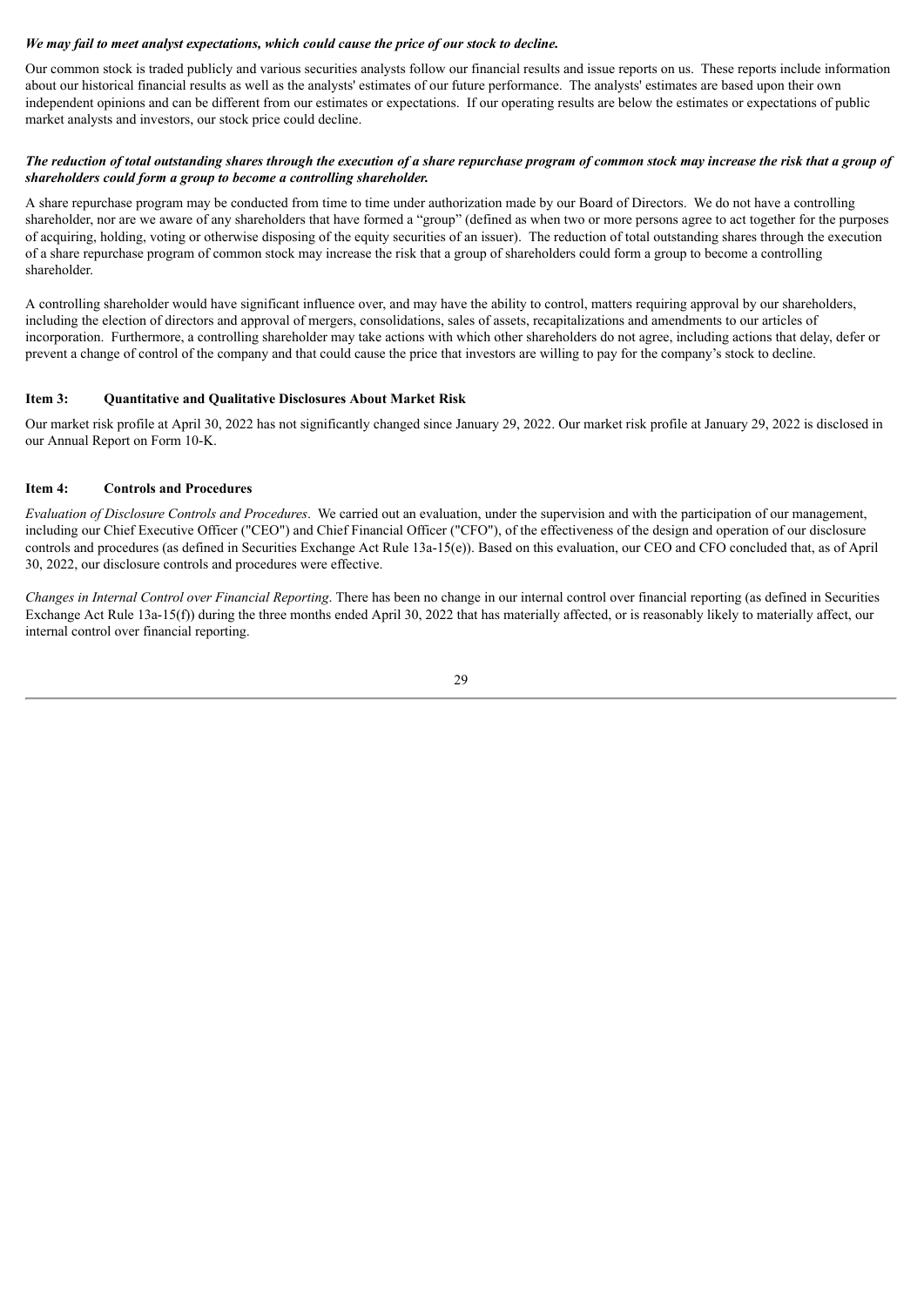***We may fail to meet analyst expectations, which could cause the price of our stock to decline.***

Our common stock is traded publicly and various securities analysts follow our financial results and issue reports on us. These reports include information about our historical financial results as well as the analysts' estimates of our future performance. The analysts' estimates are based upon their own independent opinions and can be different from our estimates or expectations. If our operating results are below the estimates or expectations of public market analysts and investors, our stock price could decline.

***The reduction of total outstanding shares through the execution of a share repurchase program of common stock may increase the risk that a group of shareholders could form a group to become a controlling shareholder.***

A share repurchase program may be conducted from time to time under authorization made by our Board of Directors. We do not have a controlling shareholder, nor are we aware of any shareholders that have formed a "group" (defined as when two or more persons agree to act together for the purposes of acquiring, holding, voting or otherwise disposing of the equity securities of an issuer). The reduction of total outstanding shares through the execution of a share repurchase program of common stock may increase the risk that a group of shareholders could form a group to become a controlling shareholder.

A controlling shareholder would have significant influence over, and may have the ability to control, matters requiring approval by our shareholders, including the election of directors and approval of mergers, consolidations, sales of assets, recapitalizations and amendments to our articles of incorporation. Furthermore, a controlling shareholder may take actions with which other shareholders do not agree, including actions that delay, defer or prevent a change of control of the company and that could cause the price that investors are willing to pay for the company's stock to decline.

## Item 3: Quantitative and Qualitative Disclosures About Market Risk

Our market risk profile at April 30, 2022 has not significantly changed since January 29, 2022. Our market risk profile at January 29, 2022 is disclosed in our Annual Report on Form 10-K.

## Item 4: Controls and Procedures

*Evaluation of Disclosure Controls and Procedures*. We carried out an evaluation, under the supervision and with the participation of our management, including our Chief Executive Officer ("CEO") and Chief Financial Officer ("CFO"), of the effectiveness of the design and operation of our disclosure controls and procedures (as defined in Securities Exchange Act Rule 13a-15(e)). Based on this evaluation, our CEO and CFO concluded that, as of April 30, 2022, our disclosure controls and procedures were effective.

*Changes in Internal Control over Financial Reporting*. There has been no change in our internal control over financial reporting (as defined in Securities Exchange Act Rule 13a-15(f)) during the three months ended April 30, 2022 that has materially affected, or is reasonably likely to materially affect, our internal control over financial reporting.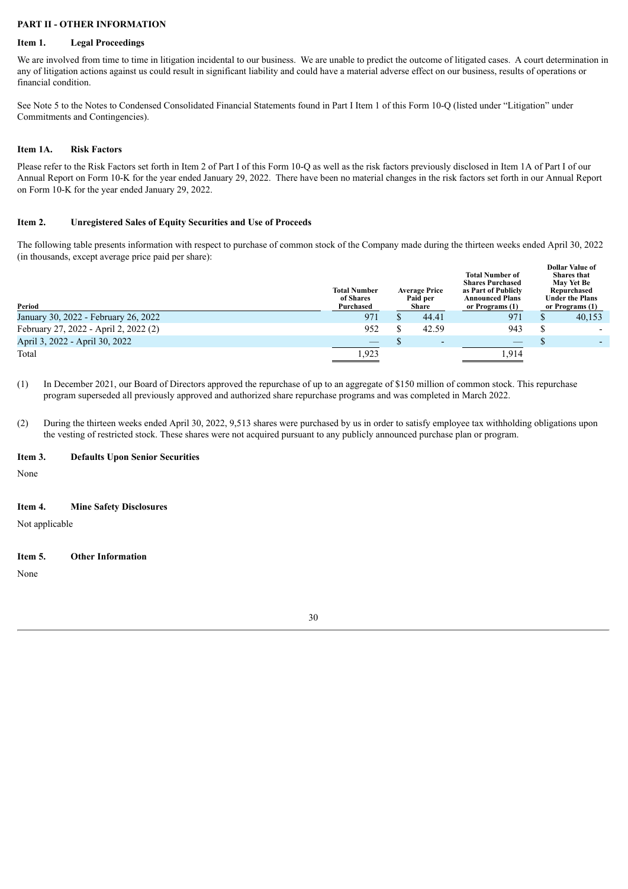## PART II - OTHER INFORMATION

### Item 1. Legal Proceedings

We are involved from time to time in litigation incidental to our business. We are unable to predict the outcome of litigated cases. A court determination in any of litigation actions against us could result in significant liability and could have a material adverse effect on our business, results of operations or financial condition.

See Note 5 to the Notes to Condensed Consolidated Financial Statements found in Part I Item 1 of this Form 10-Q (listed under "Litigation" under Commitments and Contingencies).

### Item 1A. Risk Factors

Please refer to the Risk Factors set forth in Item 2 of Part I of this Form 10-Q as well as the risk factors previously disclosed in Item 1A of Part I of our Annual Report on Form 10-K for the year ended January 29, 2022. There have been no material changes in the risk factors set forth in our Annual Report on Form 10-K for the year ended January 29, 2022.

### Item 2. Unregistered Sales of Equity Securities and Use of Proceeds

The following table presents information with respect to purchase of common stock of the Company made during the thirteen weeks ended April 30, 2022 (in thousands, except average price paid per share):

| Period | Total Number of Shares Purchased | Average Price Paid per Share | Total Number of Shares Purchased as Part of Publicly Announced Plans or Programs (1) | Dollar Value of Shares that May Yet Be Repurchased Under the Plans or Programs (1) |
|---|---|---|---|---|
| January 30, 2022 - February 26, 2022 | 971 | $ 44.41 | 971 | $ 40,153 |
| February 27, 2022 - April 2, 2022 (2) | 952 | $ 42.59 | 943 | $ - |
| April 3, 2022 - April 30, 2022 | — | $ - | — | $ - |
| Total | 1,923 | | 1,914 | |

(1) In December 2021, our Board of Directors approved the repurchase of up to an aggregate of $150 million of common stock. This repurchase program superseded all previously approved and authorized share repurchase programs and was completed in March 2022.

(2) During the thirteen weeks ended April 30, 2022, 9,513 shares were purchased by us in order to satisfy employee tax withholding obligations upon the vesting of restricted stock. These shares were not acquired pursuant to any publicly announced purchase plan or program.

### Item 3. Defaults Upon Senior Securities

None

### Item 4. Mine Safety Disclosures

Not applicable

### Item 5. Other Information

None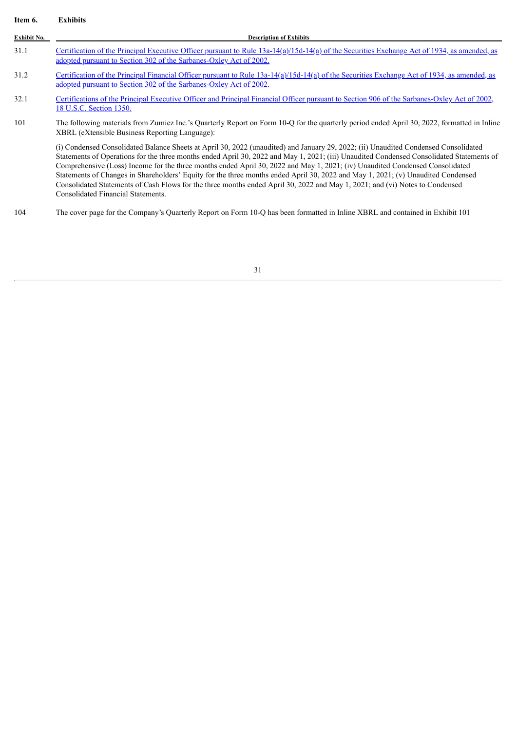**Item 6. Exhibits**

| Exhibit No. | Description of Exhibits |
|---|---|
| 31.1 | Certification of the Principal Executive Officer pursuant to Rule 13a-14(a)/15d-14(a) of the Securities Exchange Act of 1934, as amended, as adopted pursuant to Section 302 of the Sarbanes-Oxley Act of 2002. |
| 31.2 | Certification of the Principal Financial Officer pursuant to Rule 13a-14(a)/15d-14(a) of the Securities Exchange Act of 1934, as amended, as adopted pursuant to Section 302 of the Sarbanes-Oxley Act of 2002. |
| 32.1 | Certifications of the Principal Executive Officer and Principal Financial Officer pursuant to Section 906 of the Sarbanes-Oxley Act of 2002, 18 U.S.C. Section 1350. |
| 101 | The following materials from Zumiez Inc.'s Quarterly Report on Form 10-Q for the quarterly period ended April 30, 2022, formatted in Inline XBRL (eXtensible Business Reporting Language):<br><br>(i) Condensed Consolidated Balance Sheets at April 30, 2022 (unaudited) and January 29, 2022; (ii) Unaudited Condensed Consolidated Statements of Operations for the three months ended April 30, 2022 and May 1, 2021; (iii) Unaudited Condensed Consolidated Statements of Comprehensive (Loss) Income for the three months ended April 30, 2022 and May 1, 2021; (iv) Unaudited Condensed Consolidated Statements of Changes in Shareholders' Equity for the three months ended April 30, 2022 and May 1, 2021; (v) Unaudited Condensed Consolidated Statements of Cash Flows for the three months ended April 30, 2022 and May 1, 2021; and (vi) Notes to Condensed Consolidated Financial Statements. |
| 104 | The cover page for the Company's Quarterly Report on Form 10-Q has been formatted in Inline XBRL and contained in Exhibit 101 |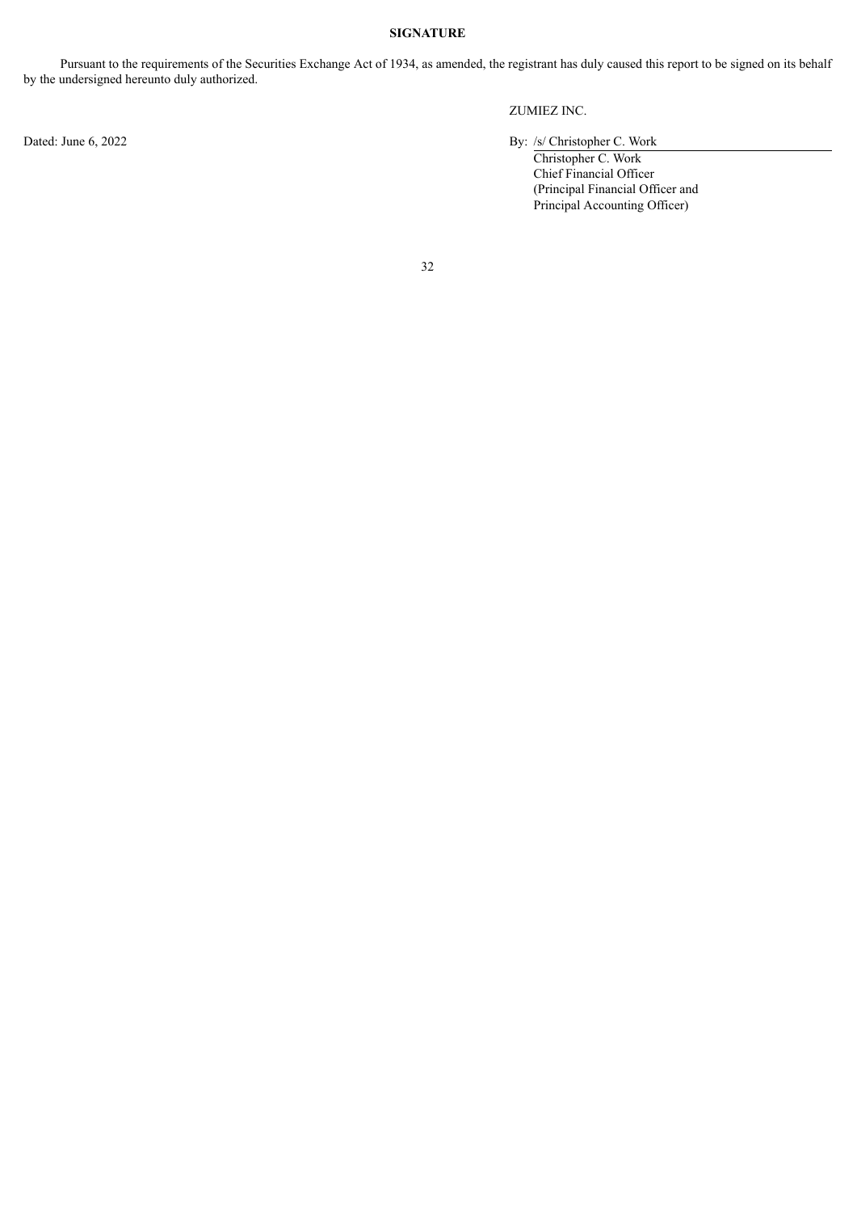**SIGNATURE**

Pursuant to the requirements of the Securities Exchange Act of 1934, as amended, the registrant has duly caused this report to be signed on its behalf by the undersigned hereunto duly authorized.

ZUMIEZ INC.

Dated: June 6, 2022

By: /s/ Christopher C. Work

Christopher C. Work
Chief Financial Officer
(Principal Financial Officer and
Principal Accounting Officer)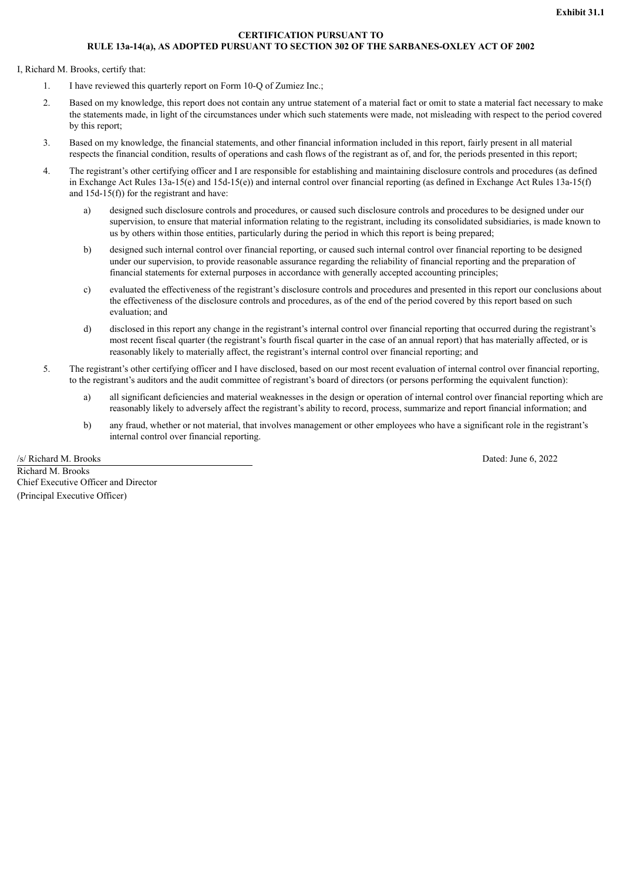**Exhibit 31.1**

**CERTIFICATION PURSUANT TO**
**RULE 13a-14(a), AS ADOPTED PURSUANT TO SECTION 302 OF THE SARBANES-OXLEY ACT OF 2002**

I, Richard M. Brooks, certify that:

1. I have reviewed this quarterly report on Form 10-Q of Zumiez Inc.;
2. Based on my knowledge, this report does not contain any untrue statement of a material fact or omit to state a material fact necessary to make the statements made, in light of the circumstances under which such statements were made, not misleading with respect to the period covered by this report;
3. Based on my knowledge, the financial statements, and other financial information included in this report, fairly present in all material respects the financial condition, results of operations and cash flows of the registrant as of, and for, the periods presented in this report;
4. The registrant's other certifying officer and I are responsible for establishing and maintaining disclosure controls and procedures (as defined in Exchange Act Rules 13a-15(e) and 15d-15(e)) and internal control over financial reporting (as defined in Exchange Act Rules 13a-15(f) and 15d-15(f)) for the registrant and have:
   a) designed such disclosure controls and procedures, or caused such disclosure controls and procedures to be designed under our supervision, to ensure that material information relating to the registrant, including its consolidated subsidiaries, is made known to us by others within those entities, particularly during the period in which this report is being prepared;
   b) designed such internal control over financial reporting, or caused such internal control over financial reporting to be designed under our supervision, to provide reasonable assurance regarding the reliability of financial reporting and the preparation of financial statements for external purposes in accordance with generally accepted accounting principles;
   c) evaluated the effectiveness of the registrant's disclosure controls and procedures and presented in this report our conclusions about the effectiveness of the disclosure controls and procedures, as of the end of the period covered by this report based on such evaluation; and
   d) disclosed in this report any change in the registrant's internal control over financial reporting that occurred during the registrant's most recent fiscal quarter (the registrant's fourth fiscal quarter in the case of an annual report) that has materially affected, or is reasonably likely to materially affect, the registrant's internal control over financial reporting; and
5. The registrant's other certifying officer and I have disclosed, based on our most recent evaluation of internal control over financial reporting, to the registrant's auditors and the audit committee of registrant's board of directors (or persons performing the equivalent function):
   a) all significant deficiencies and material weaknesses in the design or operation of internal control over financial reporting which are reasonably likely to adversely affect the registrant's ability to record, process, summarize and report financial information; and
   b) any fraud, whether or not material, that involves management or other employees who have a significant role in the registrant's internal control over financial reporting.

/s/ Richard M. Brooks

Richard M. Brooks
Chief Executive Officer and Director
(Principal Executive Officer)

Dated: June 6, 2022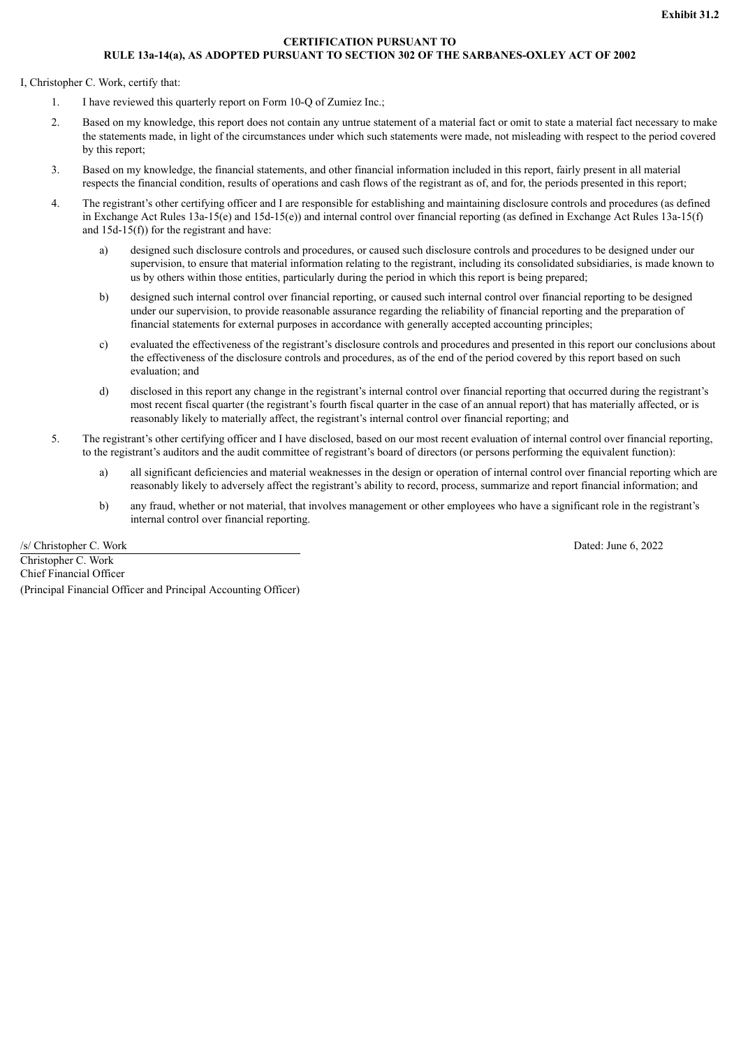**Exhibit 31.2**

**CERTIFICATION PURSUANT TO**
**RULE 13a-14(a), AS ADOPTED PURSUANT TO SECTION 302 OF THE SARBANES-OXLEY ACT OF 2002**

I, Christopher C. Work, certify that:

1. I have reviewed this quarterly report on Form 10-Q of Zumiez Inc.;
2. Based on my knowledge, this report does not contain any untrue statement of a material fact or omit to state a material fact necessary to make the statements made, in light of the circumstances under which such statements were made, not misleading with respect to the period covered by this report;
3. Based on my knowledge, the financial statements, and other financial information included in this report, fairly present in all material respects the financial condition, results of operations and cash flows of the registrant as of, and for, the periods presented in this report;
4. The registrant's other certifying officer and I are responsible for establishing and maintaining disclosure controls and procedures (as defined in Exchange Act Rules 13a-15(e) and 15d-15(e)) and internal control over financial reporting (as defined in Exchange Act Rules 13a-15(f) and 15d-15(f)) for the registrant and have:
   a) designed such disclosure controls and procedures, or caused such disclosure controls and procedures to be designed under our supervision, to ensure that material information relating to the registrant, including its consolidated subsidiaries, is made known to us by others within those entities, particularly during the period in which this report is being prepared;
   b) designed such internal control over financial reporting, or caused such internal control over financial reporting to be designed under our supervision, to provide reasonable assurance regarding the reliability of financial reporting and the preparation of financial statements for external purposes in accordance with generally accepted accounting principles;
   c) evaluated the effectiveness of the registrant's disclosure controls and procedures and presented in this report our conclusions about the effectiveness of the disclosure controls and procedures, as of the end of the period covered by this report based on such evaluation; and
   d) disclosed in this report any change in the registrant's internal control over financial reporting that occurred during the registrant's most recent fiscal quarter (the registrant's fourth fiscal quarter in the case of an annual report) that has materially affected, or is reasonably likely to materially affect, the registrant's internal control over financial reporting; and
5. The registrant's other certifying officer and I have disclosed, based on our most recent evaluation of internal control over financial reporting, to the registrant's auditors and the audit committee of registrant's board of directors (or persons performing the equivalent function):
   a) all significant deficiencies and material weaknesses in the design or operation of internal control over financial reporting which are reasonably likely to adversely affect the registrant's ability to record, process, summarize and report financial information; and
   b) any fraud, whether or not material, that involves management or other employees who have a significant role in the registrant's internal control over financial reporting.

/s/ Christopher C. Work
Christopher C. Work
Chief Financial Officer
(Principal Financial Officer and Principal Accounting Officer)

Dated: June 6, 2022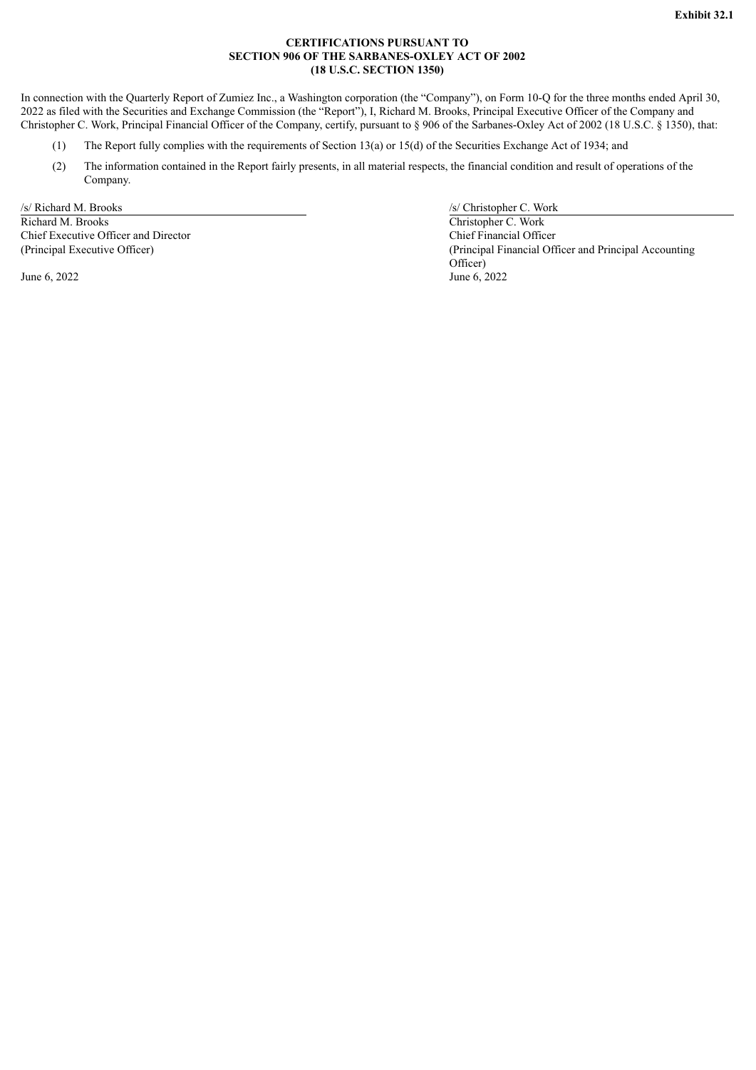**Exhibit 32.1**

**CERTIFICATIONS PURSUANT TO**
**SECTION 906 OF THE SARBANES-OXLEY ACT OF 2002**
**(18 U.S.C. SECTION 1350)**

In connection with the Quarterly Report of Zumiez Inc., a Washington corporation (the "Company"), on Form 10-Q for the three months ended April 30, 2022 as filed with the Securities and Exchange Commission (the "Report"), I, Richard M. Brooks, Principal Executive Officer of the Company and Christopher C. Work, Principal Financial Officer of the Company, certify, pursuant to § 906 of the Sarbanes-Oxley Act of 2002 (18 U.S.C. § 1350), that:

(1) The Report fully complies with the requirements of Section 13(a) or 15(d) of the Securities Exchange Act of 1934; and

(2) The information contained in the Report fairly presents, in all material respects, the financial condition and result of operations of the Company.

/s/ Richard M. Brooks
Richard M. Brooks
Chief Executive Officer and Director
(Principal Executive Officer)

June 6, 2022

/s/ Christopher C. Work
Christopher C. Work
Chief Financial Officer
(Principal Financial Officer and Principal Accounting Officer)
June 6, 2022